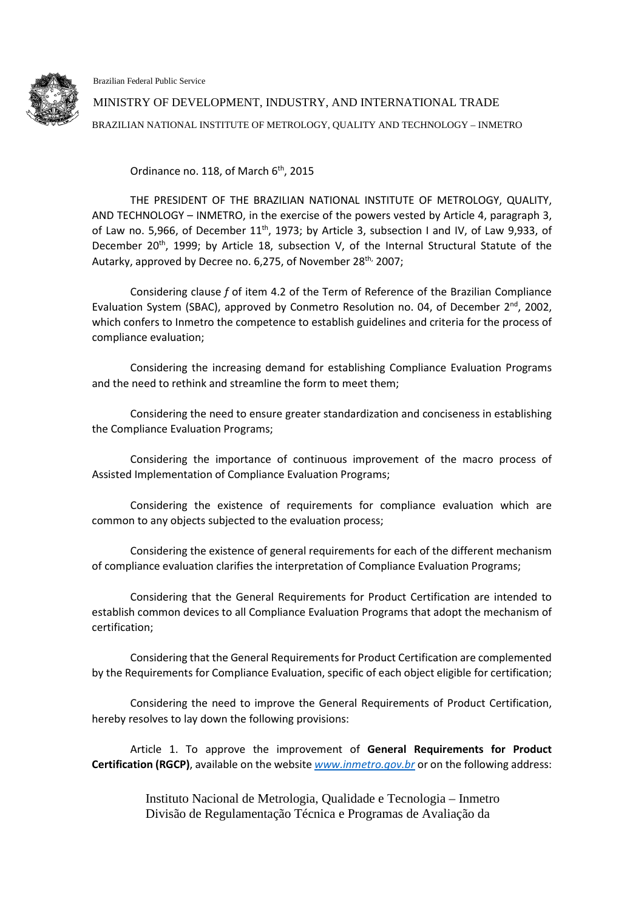Brazilian Federal Public Service

MINISTRY OF DEVELOPMENT, INDUSTRY, AND INTERNATIONAL TRADE

BRAZILIAN NATIONAL INSTITUTE OF METROLOGY, QUALITY AND TECHNOLOGY – INMETRO

Ordinance no. 118, of March 6th, 2015

THE PRESIDENT OF THE BRAZILIAN NATIONAL INSTITUTE OF METROLOGY, QUALITY, AND TECHNOLOGY – INMETRO, in the exercise of the powers vested by Article 4, paragraph 3, of Law no. 5,966, of December 11th, 1973; by Article 3, subsection I and IV, of Law 9,933, of December 20th, 1999; by Article 18, subsection V, of the Internal Structural Statute of the Autarky, approved by Decree no. 6,275, of November 28th, 2007;

Considering clause *f* of item 4.2 of the Term of Reference of the Brazilian Compliance Evaluation System (SBAC), approved by Conmetro Resolution no. 04, of December 2nd, 2002, which confers to Inmetro the competence to establish guidelines and criteria for the process of compliance evaluation;

Considering the increasing demand for establishing Compliance Evaluation Programs and the need to rethink and streamline the form to meet them;

Considering the need to ensure greater standardization and conciseness in establishing the Compliance Evaluation Programs;

Considering the importance of continuous improvement of the macro process of Assisted Implementation of Compliance Evaluation Programs;

Considering the existence of requirements for compliance evaluation which are common to any objects subjected to the evaluation process;

Considering the existence of general requirements for each of the different mechanism of compliance evaluation clarifies the interpretation of Compliance Evaluation Programs;

Considering that the General Requirements for Product Certification are intended to establish common devices to all Compliance Evaluation Programs that adopt the mechanism of certification;

Considering that the General Requirements for Product Certification are complemented by the Requirements for Compliance Evaluation, specific of each object eligible for certification;

Considering the need to improve the General Requirements of Product Certification, hereby resolves to lay down the following provisions:

Article 1. To approve the improvement of **General Requirements for Product Certification (RGCP)**, available on the website *www.inmetro.gov.br* or on the following address:

Instituto Nacional de Metrologia, Qualidade e Tecnologia – Inmetro
Divisão de Regulamentação Técnica e Programas de Avaliação da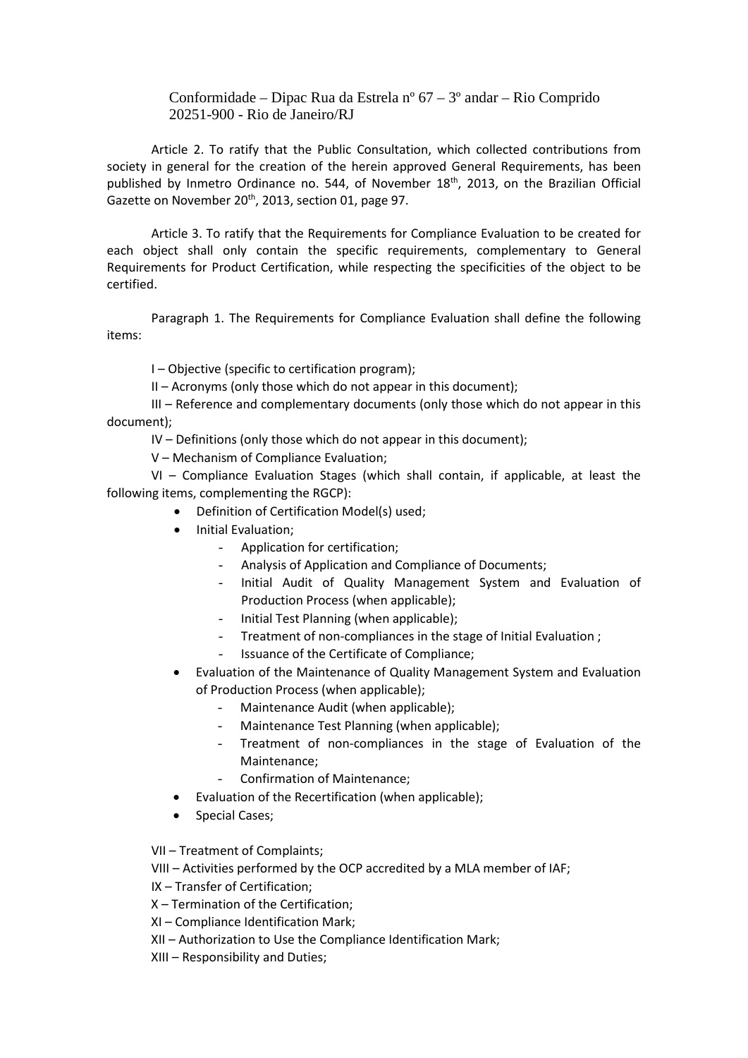Conformidade – Dipac Rua da Estrela nº 67 – 3º andar – Rio Comprido
20251-900 - Rio de Janeiro/RJ

Article 2. To ratify that the Public Consultation, which collected contributions from society in general for the creation of the herein approved General Requirements, has been published by Inmetro Ordinance no. 544, of November 18th, 2013, on the Brazilian Official Gazette on November 20th, 2013, section 01, page 97.

Article 3. To ratify that the Requirements for Compliance Evaluation to be created for each object shall only contain the specific requirements, complementary to General Requirements for Product Certification, while respecting the specificities of the object to be certified.

Paragraph 1. The Requirements for Compliance Evaluation shall define the following items:

I – Objective (specific to certification program);

II – Acronyms (only those which do not appear in this document);

III – Reference and complementary documents (only those which do not appear in this document);

IV – Definitions (only those which do not appear in this document);

V – Mechanism of Compliance Evaluation;

VI – Compliance Evaluation Stages (which shall contain, if applicable, at least the following items, complementing the RGCP):

- Definition of Certification Model(s) used;
- Initial Evaluation;
  - Application for certification;
  - Analysis of Application and Compliance of Documents;
  - Initial Audit of Quality Management System and Evaluation of Production Process (when applicable);
  - Initial Test Planning (when applicable);
  - Treatment of non-compliances in the stage of Initial Evaluation ;
  - Issuance of the Certificate of Compliance;
- Evaluation of the Maintenance of Quality Management System and Evaluation of Production Process (when applicable);
  - Maintenance Audit (when applicable);
  - Maintenance Test Planning (when applicable);
  - Treatment of non-compliances in the stage of Evaluation of the Maintenance;
  - Confirmation of Maintenance;
- Evaluation of the Recertification (when applicable);
- Special Cases;

VII – Treatment of Complaints;

VIII – Activities performed by the OCP accredited by a MLA member of IAF;

IX – Transfer of Certification;

X – Termination of the Certification;

XI – Compliance Identification Mark;

XII – Authorization to Use the Compliance Identification Mark;

XIII – Responsibility and Duties;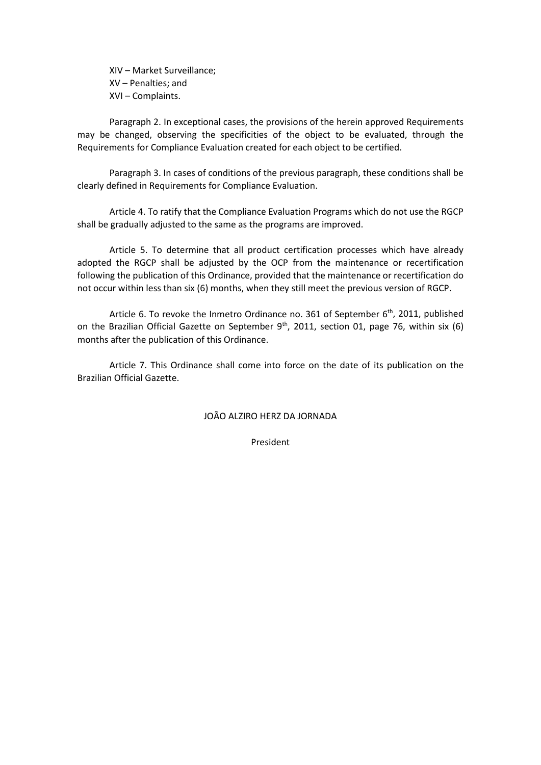XIV – Market Surveillance;
XV – Penalties; and
XVI – Complaints.

Paragraph 2. In exceptional cases, the provisions of the herein approved Requirements may be changed, observing the specificities of the object to be evaluated, through the Requirements for Compliance Evaluation created for each object to be certified.

Paragraph 3. In cases of conditions of the previous paragraph, these conditions shall be clearly defined in Requirements for Compliance Evaluation.

Article 4. To ratify that the Compliance Evaluation Programs which do not use the RGCP shall be gradually adjusted to the same as the programs are improved.

Article 5. To determine that all product certification processes which have already adopted the RGCP shall be adjusted by the OCP from the maintenance or recertification following the publication of this Ordinance, provided that the maintenance or recertification do not occur within less than six (6) months, when they still meet the previous version of RGCP.

Article 6. To revoke the Inmetro Ordinance no. 361 of September 6th, 2011, published on the Brazilian Official Gazette on September 9th, 2011, section 01, page 76, within six (6) months after the publication of this Ordinance.

Article 7. This Ordinance shall come into force on the date of its publication on the Brazilian Official Gazette.

JOÃO ALZIRO HERZ DA JORNADA

President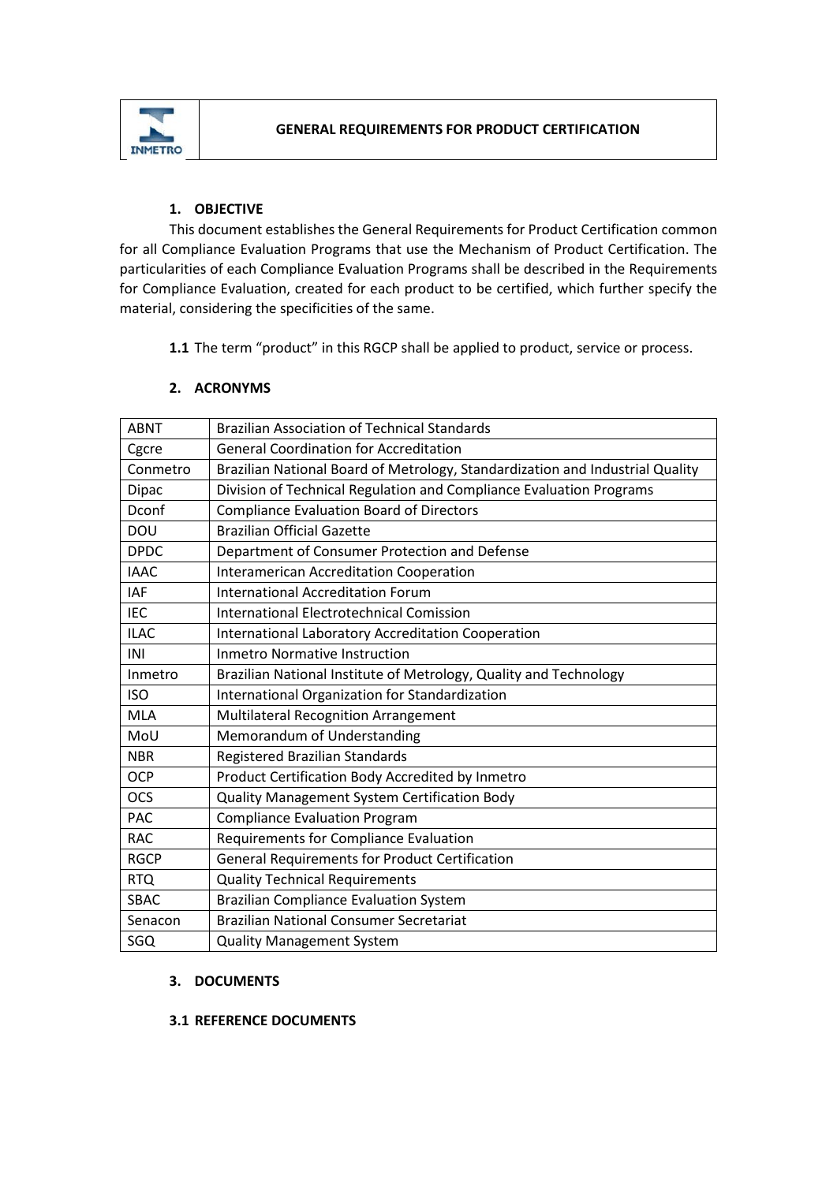# GENERAL REQUIREMENTS FOR PRODUCT CERTIFICATION

## 1. OBJECTIVE

This document establishes the General Requirements for Product Certification common for all Compliance Evaluation Programs that use the Mechanism of Product Certification. The particularities of each Compliance Evaluation Programs shall be described in the Requirements for Compliance Evaluation, created for each product to be certified, which further specify the material, considering the specificities of the same.

**1.1** The term “product” in this RGCP shall be applied to product, service or process.

## 2. ACRONYMS

| | |
|---|---|
| ABNT | Brazilian Association of Technical Standards |
| Cgcre | General Coordination for Accreditation |
| Conmetro | Brazilian National Board of Metrology, Standardization and Industrial Quality |
| Dipac | Division of Technical Regulation and Compliance Evaluation Programs |
| Dconf | Compliance Evaluation Board of Directors |
| DOU | Brazilian Official Gazette |
| DPDC | Department of Consumer Protection and Defense |
| IAAC | Interamerican Accreditation Cooperation |
| IAF | International Accreditation Forum |
| IEC | International Electrotechnical Comission |
| ILAC | International Laboratory Accreditation Cooperation |
| INI | Inmetro Normative Instruction |
| Inmetro | Brazilian National Institute of Metrology, Quality and Technology |
| ISO | International Organization for Standardization |
| MLA | Multilateral Recognition Arrangement |
| MoU | Memorandum of Understanding |
| NBR | Registered Brazilian Standards |
| OCP | Product Certification Body Accredited by Inmetro |
| OCS | Quality Management System Certification Body |
| PAC | Compliance Evaluation Program |
| RAC | Requirements for Compliance Evaluation |
| RGCP | General Requirements for Product Certification |
| RTQ | Quality Technical Requirements |
| SBAC | Brazilian Compliance Evaluation System |
| Senacon | Brazilian National Consumer Secretariat |
| SGQ | Quality Management System |

## 3. DOCUMENTS

### 3.1 REFERENCE DOCUMENTS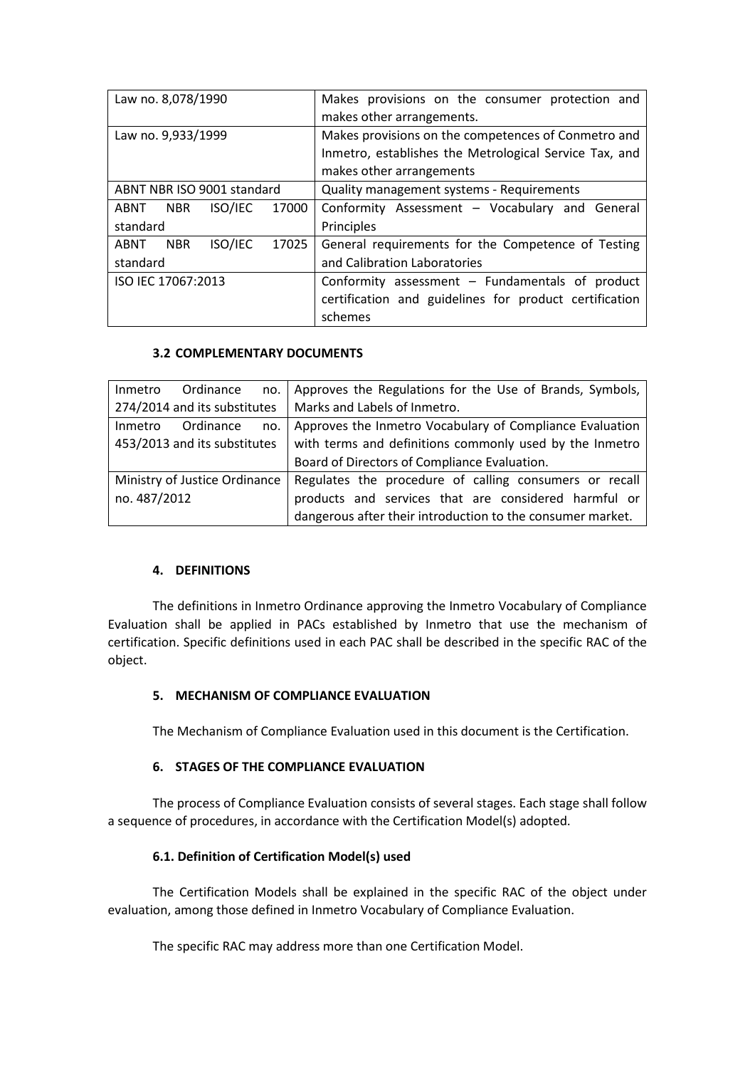| | |
|---|---|
| Law no. 8,078/1990 | Makes provisions on the consumer protection and makes other arrangements. |
| Law no. 9,933/1999 | Makes provisions on the competences of Conmetro and Inmetro, establishes the Metrological Service Tax, and makes other arrangements |
| ABNT NBR ISO 9001 standard | Quality management systems - Requirements |
| ABNT NBR ISO/IEC 17000 standard | Conformity Assessment – Vocabulary and General Principles |
| ABNT NBR ISO/IEC 17025 standard | General requirements for the Competence of Testing and Calibration Laboratories |
| ISO IEC 17067:2013 | Conformity assessment – Fundamentals of product certification and guidelines for product certification schemes |

### 3.2 COMPLEMENTARY DOCUMENTS

| | |
|---|---|
| Inmetro Ordinance no. 274/2014 and its substitutes | Approves the Regulations for the Use of Brands, Symbols, Marks and Labels of Inmetro. |
| Inmetro Ordinance no. 453/2013 and its substitutes | Approves the Inmetro Vocabulary of Compliance Evaluation with terms and definitions commonly used by the Inmetro Board of Directors of Compliance Evaluation. |
| Ministry of Justice Ordinance no. 487/2012 | Regulates the procedure of calling consumers or recall products and services that are considered harmful or dangerous after their introduction to the consumer market. |

## 4. DEFINITIONS

The definitions in Inmetro Ordinance approving the Inmetro Vocabulary of Compliance Evaluation shall be applied in PACs established by Inmetro that use the mechanism of certification. Specific definitions used in each PAC shall be described in the specific RAC of the object.

## 5. MECHANISM OF COMPLIANCE EVALUATION

The Mechanism of Compliance Evaluation used in this document is the Certification.

## 6. STAGES OF THE COMPLIANCE EVALUATION

The process of Compliance Evaluation consists of several stages. Each stage shall follow a sequence of procedures, in accordance with the Certification Model(s) adopted.

### 6.1. Definition of Certification Model(s) used

The Certification Models shall be explained in the specific RAC of the object under evaluation, among those defined in Inmetro Vocabulary of Compliance Evaluation.

The specific RAC may address more than one Certification Model.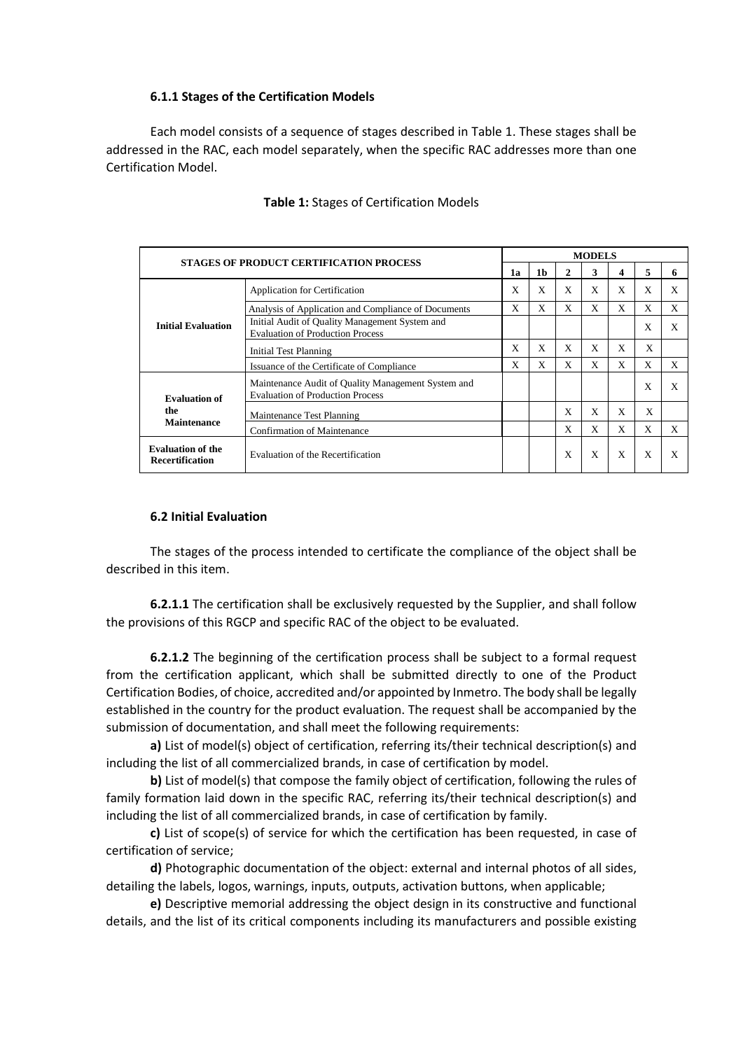### 6.1.1 Stages of the Certification Models

Each model consists of a sequence of stages described in Table 1. These stages shall be addressed in the RAC, each model separately, when the specific RAC addresses more than one Certification Model.

**Table 1:** Stages of Certification Models

| STAGES OF PRODUCT CERTIFICATION PROCESS | | MODELS | | | | | | |
|---|---|---|---|---|---|---|---|---|
| | | 1a | 1b | 2 | 3 | 4 | 5 | 6 |
| Initial Evaluation | Application for Certification | X | X | X | X | X | X | X |
| | Analysis of Application and Compliance of Documents | X | X | X | X | X | X | X |
| | Initial Audit of Quality Management System and Evaluation of Production Process | | | | | | X | X |
| | Initial Test Planning | X | X | X | X | X | X | |
| | Issuance of the Certificate of Compliance | X | X | X | X | X | X | X |
| Evaluation of the Maintenance | Maintenance Audit of Quality Management System and Evaluation of Production Process | | | | | | X | X |
| | Maintenance Test Planning | | | X | X | X | X | |
| | Confirmation of Maintenance | | | X | X | X | X | X |
| Evaluation of the Recertification | Evaluation of the Recertification | | | X | X | X | X | X |

### 6.2 Initial Evaluation

The stages of the process intended to certificate the compliance of the object shall be described in this item.

**6.2.1.1** The certification shall be exclusively requested by the Supplier, and shall follow the provisions of this RGCP and specific RAC of the object to be evaluated.

**6.2.1.2** The beginning of the certification process shall be subject to a formal request from the certification applicant, which shall be submitted directly to one of the Product Certification Bodies, of choice, accredited and/or appointed by Inmetro. The body shall be legally established in the country for the product evaluation. The request shall be accompanied by the submission of documentation, and shall meet the following requirements:

**a)** List of model(s) object of certification, referring its/their technical description(s) and including the list of all commercialized brands, in case of certification by model.

**b)** List of model(s) that compose the family object of certification, following the rules of family formation laid down in the specific RAC, referring its/their technical description(s) and including the list of all commercialized brands, in case of certification by family.

**c)** List of scope(s) of service for which the certification has been requested, in case of certification of service;

**d)** Photographic documentation of the object: external and internal photos of all sides, detailing the labels, logos, warnings, inputs, outputs, activation buttons, when applicable;

**e)** Descriptive memorial addressing the object design in its constructive and functional details, and the list of its critical components including its manufacturers and possible existing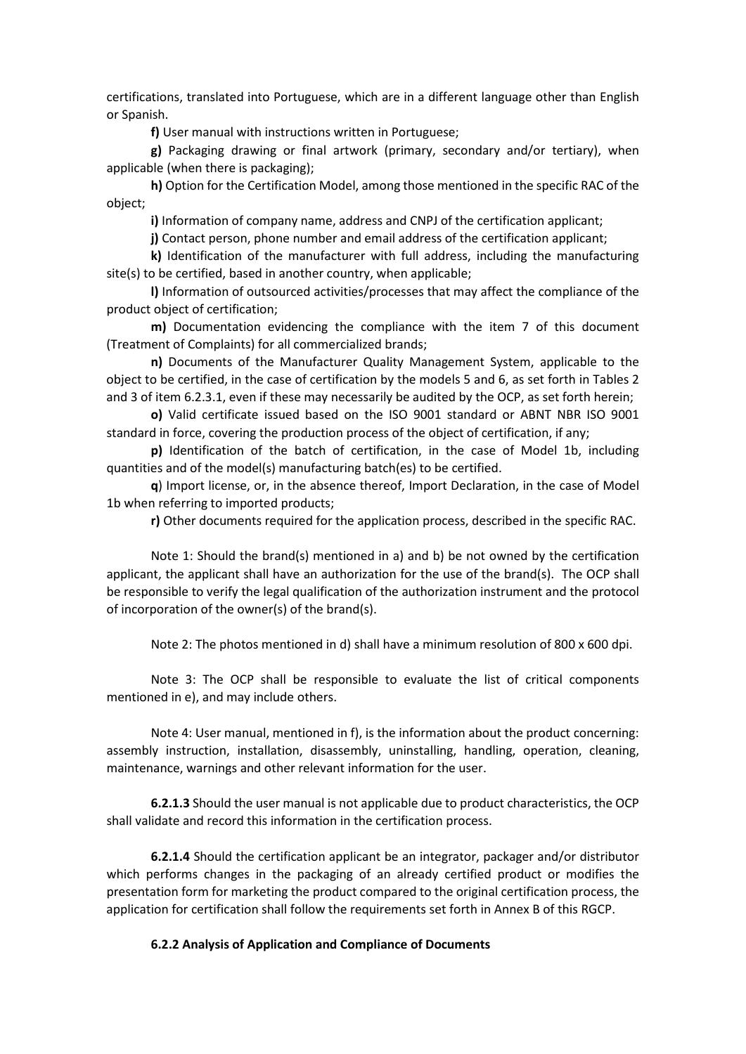certifications, translated into Portuguese, which are in a different language other than English or Spanish.

**f)** User manual with instructions written in Portuguese;

**g)** Packaging drawing or final artwork (primary, secondary and/or tertiary), when applicable (when there is packaging);

**h)** Option for the Certification Model, among those mentioned in the specific RAC of the object;

**i)** Information of company name, address and CNPJ of the certification applicant;

**j)** Contact person, phone number and email address of the certification applicant;

**k)** Identification of the manufacturer with full address, including the manufacturing site(s) to be certified, based in another country, when applicable;

**l)** Information of outsourced activities/processes that may affect the compliance of the product object of certification;

**m)** Documentation evidencing the compliance with the item 7 of this document (Treatment of Complaints) for all commercialized brands;

**n)** Documents of the Manufacturer Quality Management System, applicable to the object to be certified, in the case of certification by the models 5 and 6, as set forth in Tables 2 and 3 of item 6.2.3.1, even if these may necessarily be audited by the OCP, as set forth herein;

**o)** Valid certificate issued based on the ISO 9001 standard or ABNT NBR ISO 9001 standard in force, covering the production process of the object of certification, if any;

**p)** Identification of the batch of certification, in the case of Model 1b, including quantities and of the model(s) manufacturing batch(es) to be certified.

**q**) Import license, or, in the absence thereof, Import Declaration, in the case of Model 1b when referring to imported products;

**r)** Other documents required for the application process, described in the specific RAC.

Note 1: Should the brand(s) mentioned in a) and b) be not owned by the certification applicant, the applicant shall have an authorization for the use of the brand(s). The OCP shall be responsible to verify the legal qualification of the authorization instrument and the protocol of incorporation of the owner(s) of the brand(s).

Note 2: The photos mentioned in d) shall have a minimum resolution of 800 x 600 dpi.

Note 3: The OCP shall be responsible to evaluate the list of critical components mentioned in e), and may include others.

Note 4: User manual, mentioned in f), is the information about the product concerning: assembly instruction, installation, disassembly, uninstalling, handling, operation, cleaning, maintenance, warnings and other relevant information for the user.

**6.2.1.3** Should the user manual is not applicable due to product characteristics, the OCP shall validate and record this information in the certification process.

**6.2.1.4** Should the certification applicant be an integrator, packager and/or distributor which performs changes in the packaging of an already certified product or modifies the presentation form for marketing the product compared to the original certification process, the application for certification shall follow the requirements set forth in Annex B of this RGCP.

#### 6.2.2 Analysis of Application and Compliance of Documents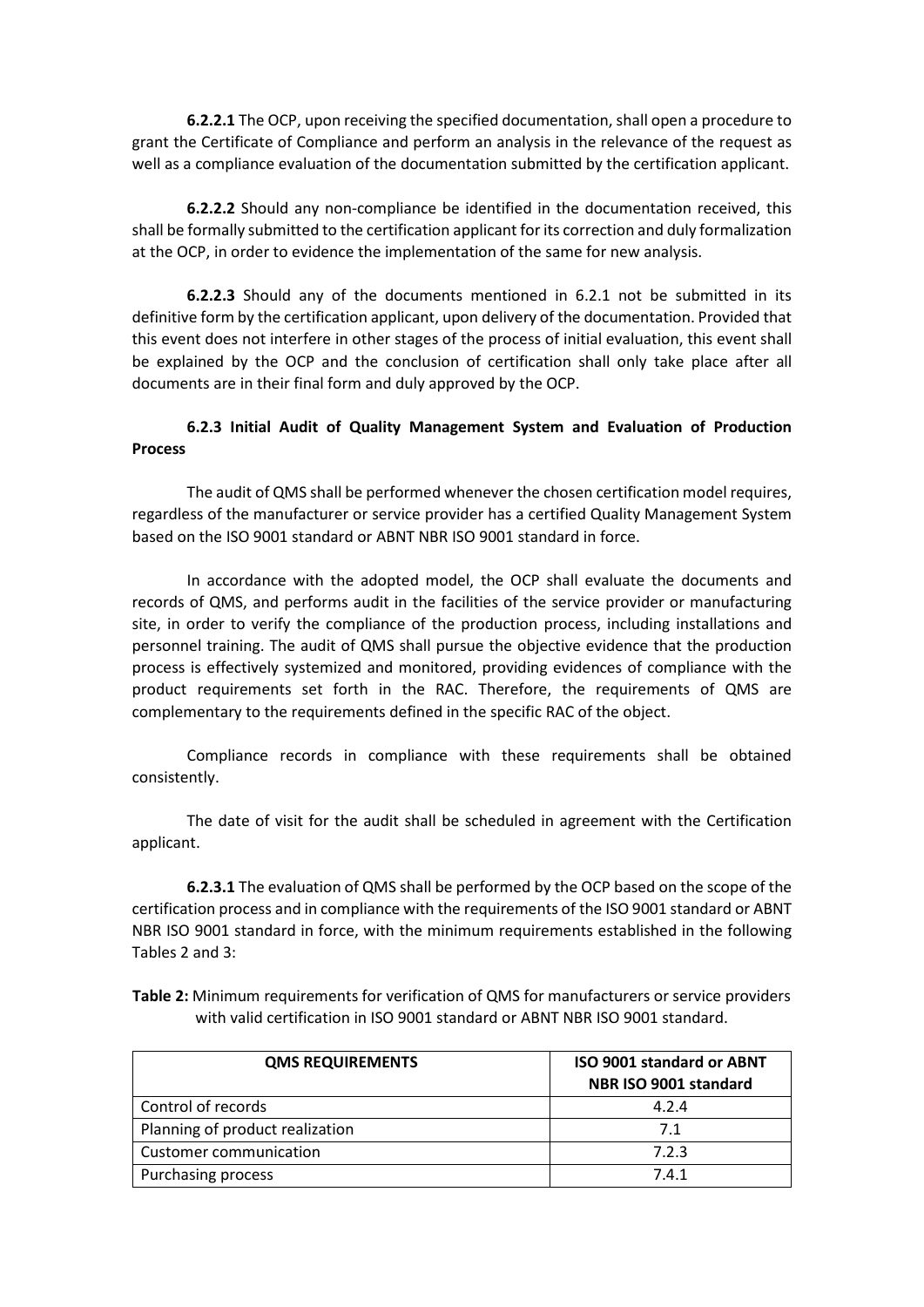**6.2.2.1** The OCP, upon receiving the specified documentation, shall open a procedure to grant the Certificate of Compliance and perform an analysis in the relevance of the request as well as a compliance evaluation of the documentation submitted by the certification applicant.

**6.2.2.2** Should any non-compliance be identified in the documentation received, this shall be formally submitted to the certification applicant for its correction and duly formalization at the OCP, in order to evidence the implementation of the same for new analysis.

**6.2.2.3** Should any of the documents mentioned in 6.2.1 not be submitted in its definitive form by the certification applicant, upon delivery of the documentation. Provided that this event does not interfere in other stages of the process of initial evaluation, this event shall be explained by the OCP and the conclusion of certification shall only take place after all documents are in their final form and duly approved by the OCP.

### 6.2.3 Initial Audit of Quality Management System and Evaluation of Production Process

The audit of QMS shall be performed whenever the chosen certification model requires, regardless of the manufacturer or service provider has a certified Quality Management System based on the ISO 9001 standard or ABNT NBR ISO 9001 standard in force.

In accordance with the adopted model, the OCP shall evaluate the documents and records of QMS, and performs audit in the facilities of the service provider or manufacturing site, in order to verify the compliance of the production process, including installations and personnel training. The audit of QMS shall pursue the objective evidence that the production process is effectively systemized and monitored, providing evidences of compliance with the product requirements set forth in the RAC. Therefore, the requirements of QMS are complementary to the requirements defined in the specific RAC of the object.

Compliance records in compliance with these requirements shall be obtained consistently.

The date of visit for the audit shall be scheduled in agreement with the Certification applicant.

**6.2.3.1** The evaluation of QMS shall be performed by the OCP based on the scope of the certification process and in compliance with the requirements of the ISO 9001 standard or ABNT NBR ISO 9001 standard in force, with the minimum requirements established in the following Tables 2 and 3:

**Table 2:** Minimum requirements for verification of QMS for manufacturers or service providers with valid certification in ISO 9001 standard or ABNT NBR ISO 9001 standard.

| QMS REQUIREMENTS | ISO 9001 standard or ABNT NBR ISO 9001 standard |
|---|---|
| Control of records | 4.2.4 |
| Planning of product realization | 7.1 |
| Customer communication | 7.2.3 |
| Purchasing process | 7.4.1 |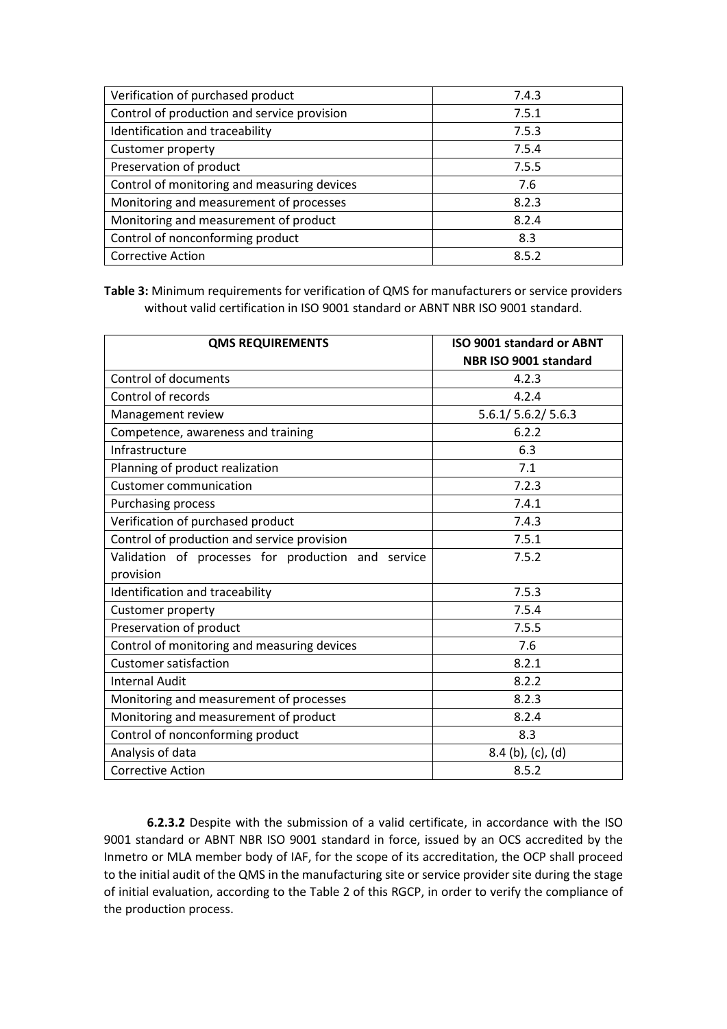| | |
|---|---|
| Verification of purchased product | 7.4.3 |
| Control of production and service provision | 7.5.1 |
| Identification and traceability | 7.5.3 |
| Customer property | 7.5.4 |
| Preservation of product | 7.5.5 |
| Control of monitoring and measuring devices | 7.6 |
| Monitoring and measurement of processes | 8.2.3 |
| Monitoring and measurement of product | 8.2.4 |
| Control of nonconforming product | 8.3 |
| Corrective Action | 8.5.2 |

**Table 3:** Minimum requirements for verification of QMS for manufacturers or service providers without valid certification in ISO 9001 standard or ABNT NBR ISO 9001 standard.

| QMS REQUIREMENTS | ISO 9001 standard or ABNT NBR ISO 9001 standard |
|---|---|
| Control of documents | 4.2.3 |
| Control of records | 4.2.4 |
| Management review | 5.6.1/ 5.6.2/ 5.6.3 |
| Competence, awareness and training | 6.2.2 |
| Infrastructure | 6.3 |
| Planning of product realization | 7.1 |
| Customer communication | 7.2.3 |
| Purchasing process | 7.4.1 |
| Verification of purchased product | 7.4.3 |
| Control of production and service provision | 7.5.1 |
| Validation of processes for production and service provision | 7.5.2 |
| Identification and traceability | 7.5.3 |
| Customer property | 7.5.4 |
| Preservation of product | 7.5.5 |
| Control of monitoring and measuring devices | 7.6 |
| Customer satisfaction | 8.2.1 |
| Internal Audit | 8.2.2 |
| Monitoring and measurement of processes | 8.2.3 |
| Monitoring and measurement of product | 8.2.4 |
| Control of nonconforming product | 8.3 |
| Analysis of data | 8.4 (b), (c), (d) |
| Corrective Action | 8.5.2 |

**6.2.3.2** Despite with the submission of a valid certificate, in accordance with the ISO 9001 standard or ABNT NBR ISO 9001 standard in force, issued by an OCS accredited by the Inmetro or MLA member body of IAF, for the scope of its accreditation, the OCP shall proceed to the initial audit of the QMS in the manufacturing site or service provider site during the stage of initial evaluation, according to the Table 2 of this RGCP, in order to verify the compliance of the production process.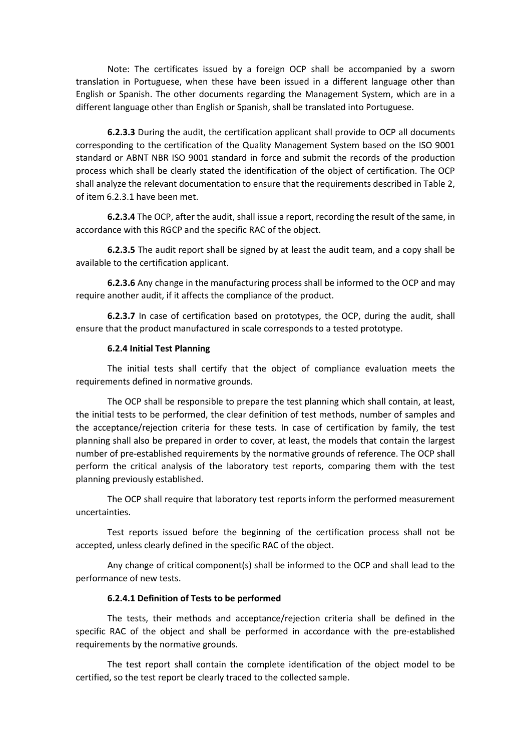Note: The certificates issued by a foreign OCP shall be accompanied by a sworn translation in Portuguese, when these have been issued in a different language other than English or Spanish. The other documents regarding the Management System, which are in a different language other than English or Spanish, shall be translated into Portuguese.

**6.2.3.3** During the audit, the certification applicant shall provide to OCP all documents corresponding to the certification of the Quality Management System based on the ISO 9001 standard or ABNT NBR ISO 9001 standard in force and submit the records of the production process which shall be clearly stated the identification of the object of certification. The OCP shall analyze the relevant documentation to ensure that the requirements described in Table 2, of item 6.2.3.1 have been met.

**6.2.3.4** The OCP, after the audit, shall issue a report, recording the result of the same, in accordance with this RGCP and the specific RAC of the object.

**6.2.3.5** The audit report shall be signed by at least the audit team, and a copy shall be available to the certification applicant.

**6.2.3.6** Any change in the manufacturing process shall be informed to the OCP and may require another audit, if it affects the compliance of the product.

**6.2.3.7** In case of certification based on prototypes, the OCP, during the audit, shall ensure that the product manufactured in scale corresponds to a tested prototype.

**6.2.4 Initial Test Planning**

The initial tests shall certify that the object of compliance evaluation meets the requirements defined in normative grounds.

The OCP shall be responsible to prepare the test planning which shall contain, at least, the initial tests to be performed, the clear definition of test methods, number of samples and the acceptance/rejection criteria for these tests. In case of certification by family, the test planning shall also be prepared in order to cover, at least, the models that contain the largest number of pre-established requirements by the normative grounds of reference. The OCP shall perform the critical analysis of the laboratory test reports, comparing them with the test planning previously established.

The OCP shall require that laboratory test reports inform the performed measurement uncertainties.

Test reports issued before the beginning of the certification process shall not be accepted, unless clearly defined in the specific RAC of the object.

Any change of critical component(s) shall be informed to the OCP and shall lead to the performance of new tests.

**6.2.4.1 Definition of Tests to be performed**

The tests, their methods and acceptance/rejection criteria shall be defined in the specific RAC of the object and shall be performed in accordance with the pre-established requirements by the normative grounds.

The test report shall contain the complete identification of the object model to be certified, so the test report be clearly traced to the collected sample.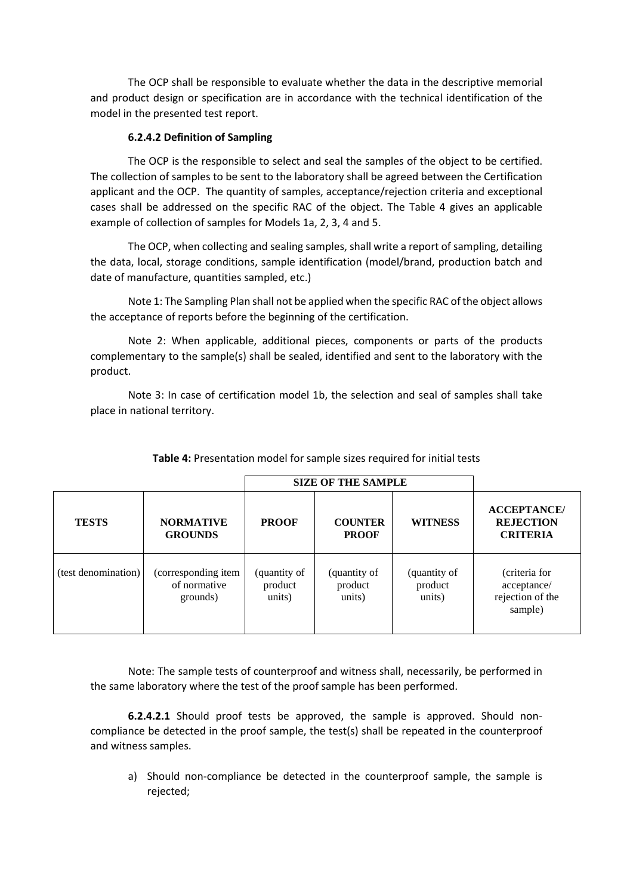The OCP shall be responsible to evaluate whether the data in the descriptive memorial and product design or specification are in accordance with the technical identification of the model in the presented test report.

#### 6.2.4.2 Definition of Sampling

The OCP is the responsible to select and seal the samples of the object to be certified. The collection of samples to be sent to the laboratory shall be agreed between the Certification applicant and the OCP. The quantity of samples, acceptance/rejection criteria and exceptional cases shall be addressed on the specific RAC of the object. The Table 4 gives an applicable example of collection of samples for Models 1a, 2, 3, 4 and 5.

The OCP, when collecting and sealing samples, shall write a report of sampling, detailing the data, local, storage conditions, sample identification (model/brand, production batch and date of manufacture, quantities sampled, etc.)

Note 1: The Sampling Plan shall not be applied when the specific RAC of the object allows the acceptance of reports before the beginning of the certification.

Note 2: When applicable, additional pieces, components or parts of the products complementary to the sample(s) shall be sealed, identified and sent to the laboratory with the product.

Note 3: In case of certification model 1b, the selection and seal of samples shall take place in national territory.

**Table 4:** Presentation model for sample sizes required for initial tests

| | | SIZE OF THE SAMPLE | | | |
|---|---|---|---|---|---|
| **TESTS** | **NORMATIVE GROUNDS** | **PROOF** | **COUNTER PROOF** | **WITNESS** | **ACCEPTANCE/ REJECTION CRITERIA** |
| (test denomination) | (corresponding item of normative grounds) | (quantity of product units) | (quantity of product units) | (quantity of product units) | (criteria for acceptance/ rejection of the sample) |

Note: The sample tests of counterproof and witness shall, necessarily, be performed in the same laboratory where the test of the proof sample has been performed.

**6.2.4.2.1** Should proof tests be approved, the sample is approved. Should non-compliance be detected in the proof sample, the test(s) shall be repeated in the counterproof and witness samples.

a) Should non-compliance be detected in the counterproof sample, the sample is rejected;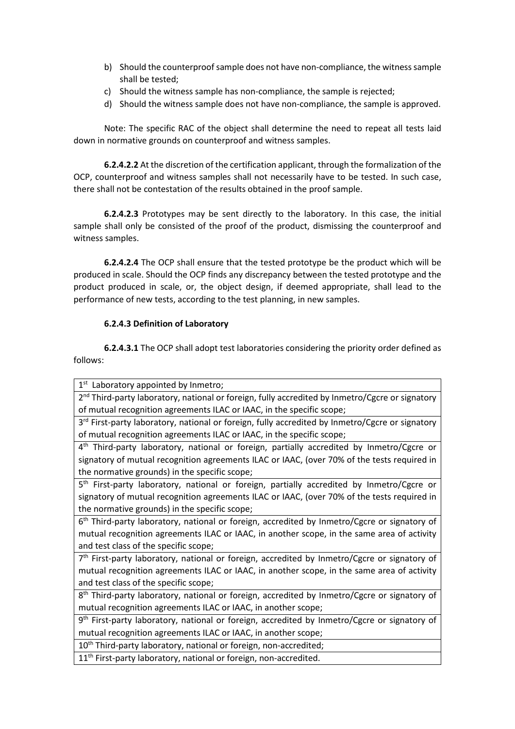b) Should the counterproof sample does not have non-compliance, the witness sample shall be tested;
c) Should the witness sample has non-compliance, the sample is rejected;
d) Should the witness sample does not have non-compliance, the sample is approved.

Note: The specific RAC of the object shall determine the need to repeat all tests laid down in normative grounds on counterproof and witness samples.

**6.2.4.2.2** At the discretion of the certification applicant, through the formalization of the OCP, counterproof and witness samples shall not necessarily have to be tested. In such case, there shall not be contestation of the results obtained in the proof sample.

**6.2.4.2.3** Prototypes may be sent directly to the laboratory. In this case, the initial sample shall only be consisted of the proof of the product, dismissing the counterproof and witness samples.

**6.2.4.2.4** The OCP shall ensure that the tested prototype be the product which will be produced in scale. Should the OCP finds any discrepancy between the tested prototype and the product produced in scale, or, the object design, if deemed appropriate, shall lead to the performance of new tests, according to the test planning, in new samples.

**6.2.4.3 Definition of Laboratory**

**6.2.4.3.1** The OCP shall adopt test laboratories considering the priority order defined as follows:

| |
|---|
| 1st Laboratory appointed by Inmetro; |
| 2nd Third-party laboratory, national or foreign, fully accredited by Inmetro/Cgcre or signatory of mutual recognition agreements ILAC or IAAC, in the specific scope; |
| 3rd First-party laboratory, national or foreign, fully accredited by Inmetro/Cgcre or signatory of mutual recognition agreements ILAC or IAAC, in the specific scope; |
| 4th Third-party laboratory, national or foreign, partially accredited by Inmetro/Cgcre or signatory of mutual recognition agreements ILAC or IAAC, (over 70% of the tests required in the normative grounds) in the specific scope; |
| 5th First-party laboratory, national or foreign, partially accredited by Inmetro/Cgcre or signatory of mutual recognition agreements ILAC or IAAC, (over 70% of the tests required in the normative grounds) in the specific scope; |
| 6th Third-party laboratory, national or foreign, accredited by Inmetro/Cgcre or signatory of mutual recognition agreements ILAC or IAAC, in another scope, in the same area of activity and test class of the specific scope; |
| 7th First-party laboratory, national or foreign, accredited by Inmetro/Cgcre or signatory of mutual recognition agreements ILAC or IAAC, in another scope, in the same area of activity and test class of the specific scope; |
| 8th Third-party laboratory, national or foreign, accredited by Inmetro/Cgcre or signatory of mutual recognition agreements ILAC or IAAC, in another scope; |
| 9th First-party laboratory, national or foreign, accredited by Inmetro/Cgcre or signatory of mutual recognition agreements ILAC or IAAC, in another scope; |
| 10th Third-party laboratory, national or foreign, non-accredited; |
| 11th First-party laboratory, national or foreign, non-accredited. |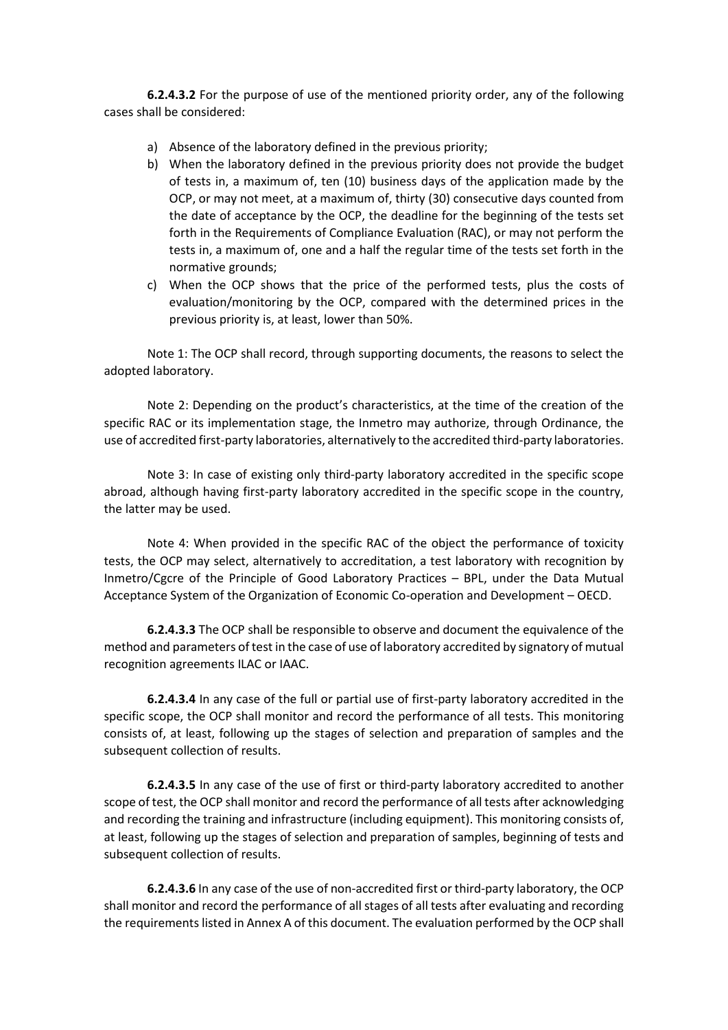**6.2.4.3.2** For the purpose of use of the mentioned priority order, any of the following cases shall be considered:

a) Absence of the laboratory defined in the previous priority;
b) When the laboratory defined in the previous priority does not provide the budget of tests in, a maximum of, ten (10) business days of the application made by the OCP, or may not meet, at a maximum of, thirty (30) consecutive days counted from the date of acceptance by the OCP, the deadline for the beginning of the tests set forth in the Requirements of Compliance Evaluation (RAC), or may not perform the tests in, a maximum of, one and a half the regular time of the tests set forth in the normative grounds;
c) When the OCP shows that the price of the performed tests, plus the costs of evaluation/monitoring by the OCP, compared with the determined prices in the previous priority is, at least, lower than 50%.

Note 1: The OCP shall record, through supporting documents, the reasons to select the adopted laboratory.

Note 2: Depending on the product's characteristics, at the time of the creation of the specific RAC or its implementation stage, the Inmetro may authorize, through Ordinance, the use of accredited first-party laboratories, alternatively to the accredited third-party laboratories.

Note 3: In case of existing only third-party laboratory accredited in the specific scope abroad, although having first-party laboratory accredited in the specific scope in the country, the latter may be used.

Note 4: When provided in the specific RAC of the object the performance of toxicity tests, the OCP may select, alternatively to accreditation, a test laboratory with recognition by Inmetro/Cgcre of the Principle of Good Laboratory Practices – BPL, under the Data Mutual Acceptance System of the Organization of Economic Co-operation and Development – OECD.

**6.2.4.3.3** The OCP shall be responsible to observe and document the equivalence of the method and parameters of test in the case of use of laboratory accredited by signatory of mutual recognition agreements ILAC or IAAC.

**6.2.4.3.4** In any case of the full or partial use of first-party laboratory accredited in the specific scope, the OCP shall monitor and record the performance of all tests. This monitoring consists of, at least, following up the stages of selection and preparation of samples and the subsequent collection of results.

**6.2.4.3.5** In any case of the use of first or third-party laboratory accredited to another scope of test, the OCP shall monitor and record the performance of all tests after acknowledging and recording the training and infrastructure (including equipment). This monitoring consists of, at least, following up the stages of selection and preparation of samples, beginning of tests and subsequent collection of results.

**6.2.4.3.6** In any case of the use of non-accredited first or third-party laboratory, the OCP shall monitor and record the performance of all stages of all tests after evaluating and recording the requirements listed in Annex A of this document. The evaluation performed by the OCP shall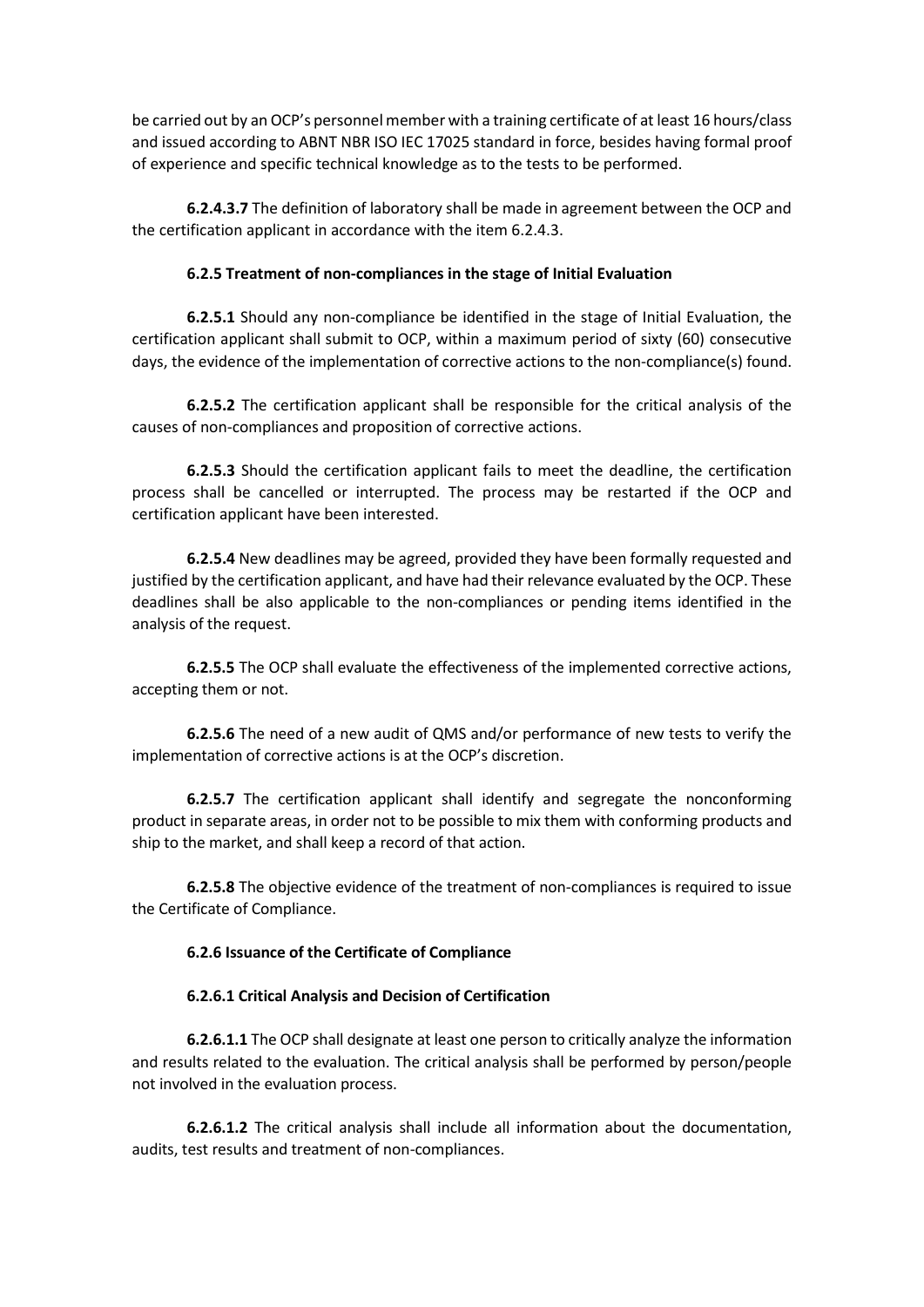be carried out by an OCP's personnel member with a training certificate of at least 16 hours/class and issued according to ABNT NBR ISO IEC 17025 standard in force, besides having formal proof of experience and specific technical knowledge as to the tests to be performed.

**6.2.4.3.7** The definition of laboratory shall be made in agreement between the OCP and the certification applicant in accordance with the item 6.2.4.3.

**6.2.5 Treatment of non-compliances in the stage of Initial Evaluation**

**6.2.5.1** Should any non-compliance be identified in the stage of Initial Evaluation, the certification applicant shall submit to OCP, within a maximum period of sixty (60) consecutive days, the evidence of the implementation of corrective actions to the non-compliance(s) found.

**6.2.5.2** The certification applicant shall be responsible for the critical analysis of the causes of non-compliances and proposition of corrective actions.

**6.2.5.3** Should the certification applicant fails to meet the deadline, the certification process shall be cancelled or interrupted. The process may be restarted if the OCP and certification applicant have been interested.

**6.2.5.4** New deadlines may be agreed, provided they have been formally requested and justified by the certification applicant, and have had their relevance evaluated by the OCP. These deadlines shall be also applicable to the non-compliances or pending items identified in the analysis of the request.

**6.2.5.5** The OCP shall evaluate the effectiveness of the implemented corrective actions, accepting them or not.

**6.2.5.6** The need of a new audit of QMS and/or performance of new tests to verify the implementation of corrective actions is at the OCP's discretion.

**6.2.5.7** The certification applicant shall identify and segregate the nonconforming product in separate areas, in order not to be possible to mix them with conforming products and ship to the market, and shall keep a record of that action.

**6.2.5.8** The objective evidence of the treatment of non-compliances is required to issue the Certificate of Compliance.

**6.2.6 Issuance of the Certificate of Compliance**

**6.2.6.1 Critical Analysis and Decision of Certification**

**6.2.6.1.1** The OCP shall designate at least one person to critically analyze the information and results related to the evaluation. The critical analysis shall be performed by person/people not involved in the evaluation process.

**6.2.6.1.2** The critical analysis shall include all information about the documentation, audits, test results and treatment of non-compliances.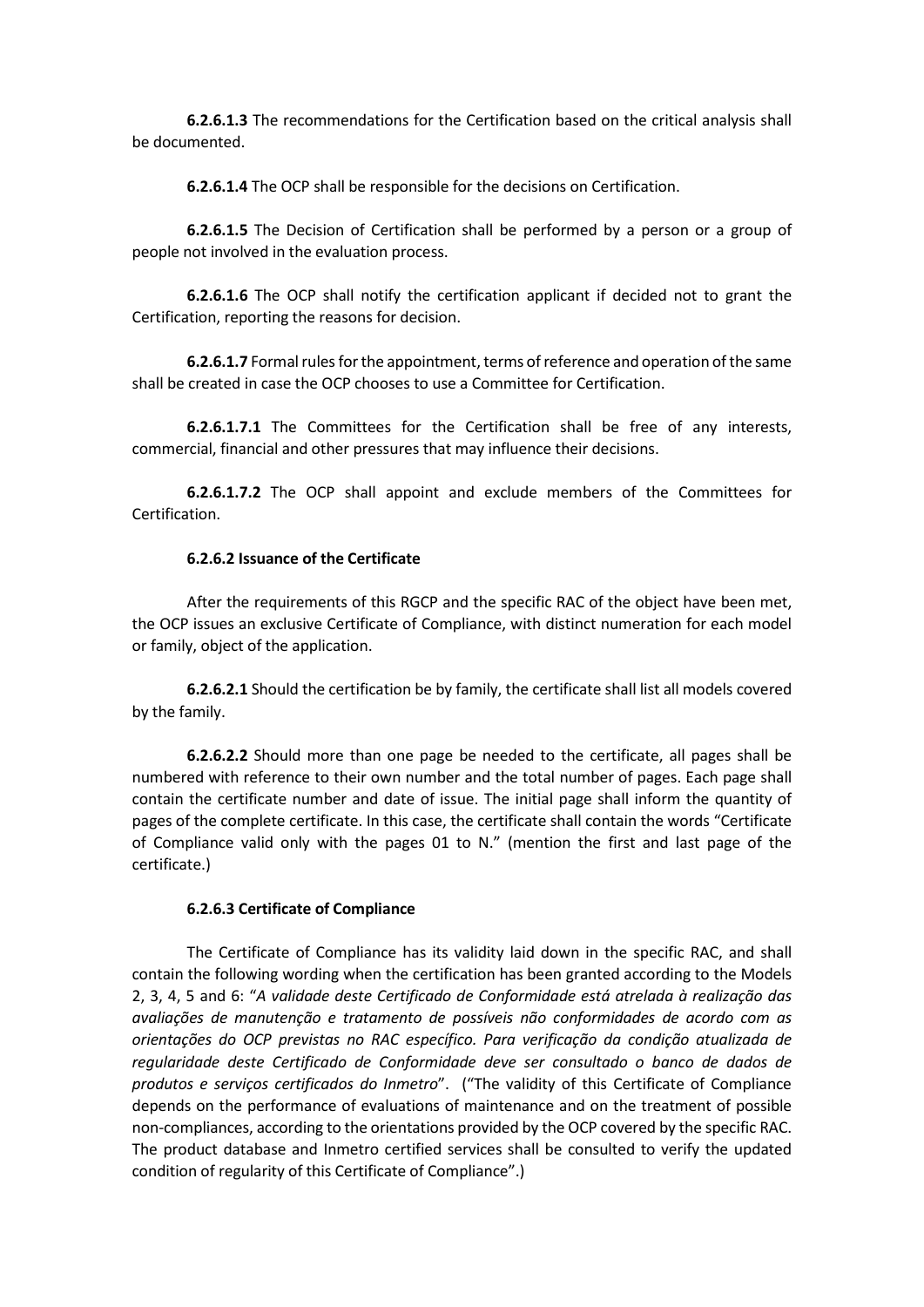**6.2.6.1.3** The recommendations for the Certification based on the critical analysis shall be documented.

**6.2.6.1.4** The OCP shall be responsible for the decisions on Certification.

**6.2.6.1.5** The Decision of Certification shall be performed by a person or a group of people not involved in the evaluation process.

**6.2.6.1.6** The OCP shall notify the certification applicant if decided not to grant the Certification, reporting the reasons for decision.

**6.2.6.1.7** Formal rules for the appointment, terms of reference and operation of the same shall be created in case the OCP chooses to use a Committee for Certification.

**6.2.6.1.7.1** The Committees for the Certification shall be free of any interests, commercial, financial and other pressures that may influence their decisions.

**6.2.6.1.7.2** The OCP shall appoint and exclude members of the Committees for Certification.

#### 6.2.6.2 Issuance of the Certificate

After the requirements of this RGCP and the specific RAC of the object have been met, the OCP issues an exclusive Certificate of Compliance, with distinct numeration for each model or family, object of the application.

**6.2.6.2.1** Should the certification be by family, the certificate shall list all models covered by the family.

**6.2.6.2.2** Should more than one page be needed to the certificate, all pages shall be numbered with reference to their own number and the total number of pages. Each page shall contain the certificate number and date of issue. The initial page shall inform the quantity of pages of the complete certificate. In this case, the certificate shall contain the words "Certificate of Compliance valid only with the pages 01 to N." (mention the first and last page of the certificate.)

#### 6.2.6.3 Certificate of Compliance

The Certificate of Compliance has its validity laid down in the specific RAC, and shall contain the following wording when the certification has been granted according to the Models 2, 3, 4, 5 and 6: "*A validade deste Certificado de Conformidade está atrelada à realização das avaliações de manutenção e tratamento de possíveis não conformidades de acordo com as orientações do OCP previstas no RAC específico. Para verificação da condição atualizada de regularidade deste Certificado de Conformidade deve ser consultado o banco de dados de produtos e serviços certificados do Inmetro*". ("The validity of this Certificate of Compliance depends on the performance of evaluations of maintenance and on the treatment of possible non-compliances, according to the orientations provided by the OCP covered by the specific RAC. The product database and Inmetro certified services shall be consulted to verify the updated condition of regularity of this Certificate of Compliance".)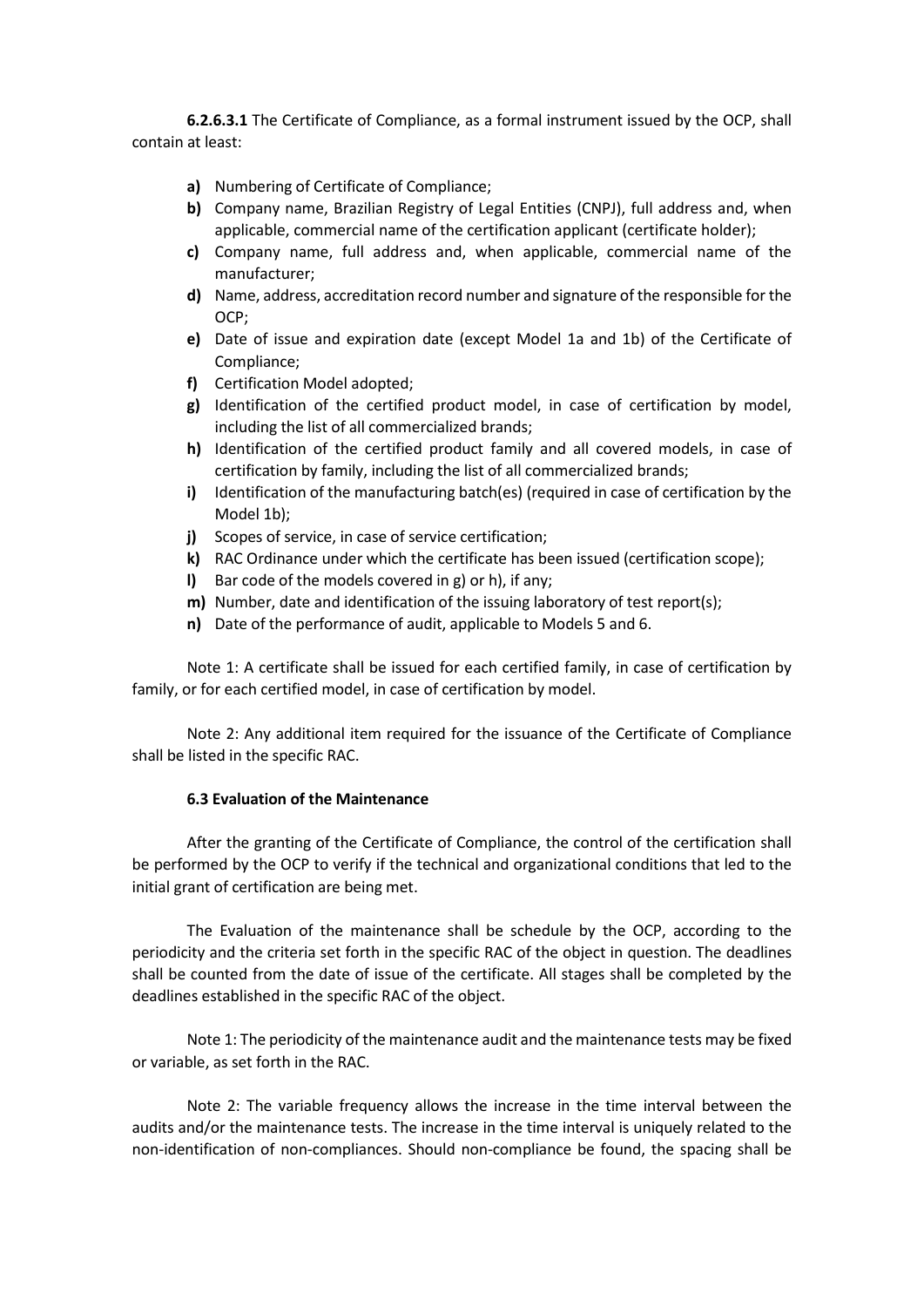**6.2.6.3.1** The Certificate of Compliance, as a formal instrument issued by the OCP, shall contain at least:

- **a)** Numbering of Certificate of Compliance;
- **b)** Company name, Brazilian Registry of Legal Entities (CNPJ), full address and, when applicable, commercial name of the certification applicant (certificate holder);
- **c)** Company name, full address and, when applicable, commercial name of the manufacturer;
- **d)** Name, address, accreditation record number and signature of the responsible for the OCP;
- **e)** Date of issue and expiration date (except Model 1a and 1b) of the Certificate of Compliance;
- **f)** Certification Model adopted;
- **g)** Identification of the certified product model, in case of certification by model, including the list of all commercialized brands;
- **h)** Identification of the certified product family and all covered models, in case of certification by family, including the list of all commercialized brands;
- **i)** Identification of the manufacturing batch(es) (required in case of certification by the Model 1b);
- **j)** Scopes of service, in case of service certification;
- **k)** RAC Ordinance under which the certificate has been issued (certification scope);
- **l)** Bar code of the models covered in g) or h), if any;
- **m)** Number, date and identification of the issuing laboratory of test report(s);
- **n)** Date of the performance of audit, applicable to Models 5 and 6.

Note 1: A certificate shall be issued for each certified family, in case of certification by family, or for each certified model, in case of certification by model.

Note 2: Any additional item required for the issuance of the Certificate of Compliance shall be listed in the specific RAC.

### 6.3 Evaluation of the Maintenance

After the granting of the Certificate of Compliance, the control of the certification shall be performed by the OCP to verify if the technical and organizational conditions that led to the initial grant of certification are being met.

The Evaluation of the maintenance shall be schedule by the OCP, according to the periodicity and the criteria set forth in the specific RAC of the object in question. The deadlines shall be counted from the date of issue of the certificate. All stages shall be completed by the deadlines established in the specific RAC of the object.

Note 1: The periodicity of the maintenance audit and the maintenance tests may be fixed or variable, as set forth in the RAC.

Note 2: The variable frequency allows the increase in the time interval between the audits and/or the maintenance tests. The increase in the time interval is uniquely related to the non-identification of non-compliances. Should non-compliance be found, the spacing shall be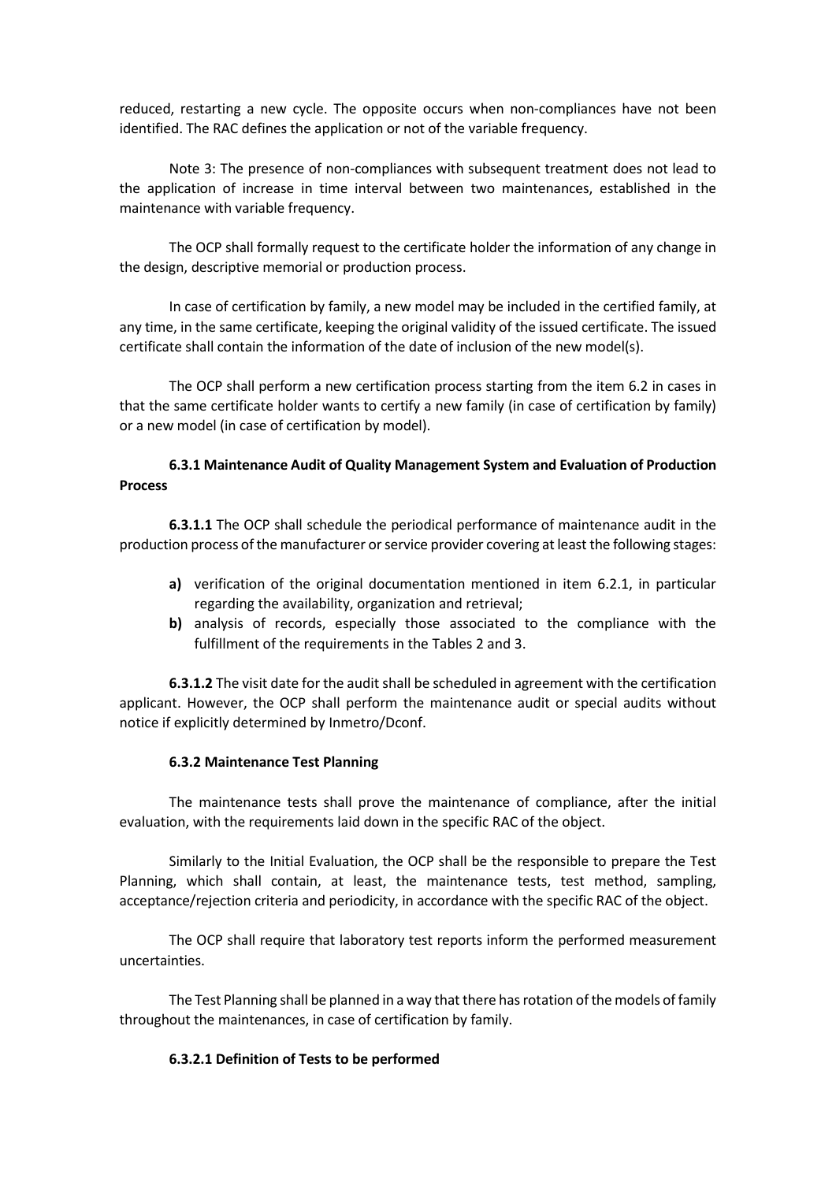reduced, restarting a new cycle. The opposite occurs when non-compliances have not been identified. The RAC defines the application or not of the variable frequency.

Note 3: The presence of non-compliances with subsequent treatment does not lead to the application of increase in time interval between two maintenances, established in the maintenance with variable frequency.

The OCP shall formally request to the certificate holder the information of any change in the design, descriptive memorial or production process.

In case of certification by family, a new model may be included in the certified family, at any time, in the same certificate, keeping the original validity of the issued certificate. The issued certificate shall contain the information of the date of inclusion of the new model(s).

The OCP shall perform a new certification process starting from the item 6.2 in cases in that the same certificate holder wants to certify a new family (in case of certification by family) or a new model (in case of certification by model).

#### 6.3.1 Maintenance Audit of Quality Management System and Evaluation of Production Process

**6.3.1.1** The OCP shall schedule the periodical performance of maintenance audit in the production process of the manufacturer or service provider covering at least the following stages:

- **a)** verification of the original documentation mentioned in item 6.2.1, in particular regarding the availability, organization and retrieval;
- **b)** analysis of records, especially those associated to the compliance with the fulfillment of the requirements in the Tables 2 and 3.

**6.3.1.2** The visit date for the audit shall be scheduled in agreement with the certification applicant. However, the OCP shall perform the maintenance audit or special audits without notice if explicitly determined by Inmetro/Dconf.

#### 6.3.2 Maintenance Test Planning

The maintenance tests shall prove the maintenance of compliance, after the initial evaluation, with the requirements laid down in the specific RAC of the object.

Similarly to the Initial Evaluation, the OCP shall be the responsible to prepare the Test Planning, which shall contain, at least, the maintenance tests, test method, sampling, acceptance/rejection criteria and periodicity, in accordance with the specific RAC of the object.

The OCP shall require that laboratory test reports inform the performed measurement uncertainties.

The Test Planning shall be planned in a way that there has rotation of the models of family throughout the maintenances, in case of certification by family.

#### 6.3.2.1 Definition of Tests to be performed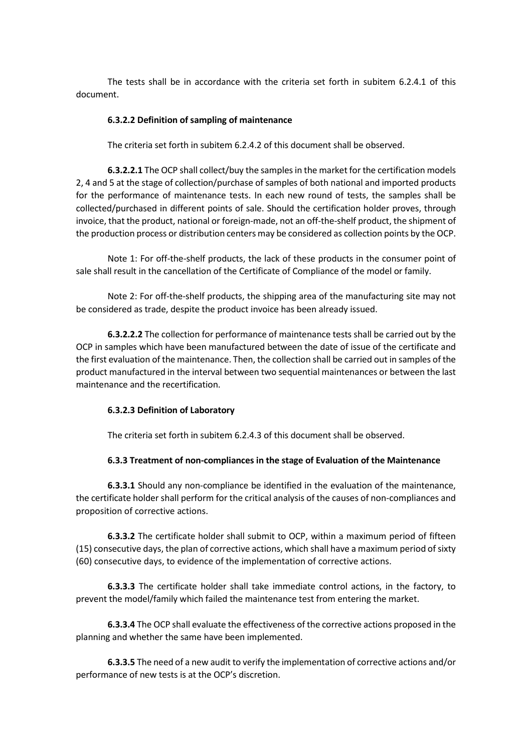The tests shall be in accordance with the criteria set forth in subitem 6.2.4.1 of this document.

#### 6.3.2.2 Definition of sampling of maintenance

The criteria set forth in subitem 6.2.4.2 of this document shall be observed.

**6.3.2.2.1** The OCP shall collect/buy the samples in the market for the certification models 2, 4 and 5 at the stage of collection/purchase of samples of both national and imported products for the performance of maintenance tests. In each new round of tests, the samples shall be collected/purchased in different points of sale. Should the certification holder proves, through invoice, that the product, national or foreign-made, not an off-the-shelf product, the shipment of the production process or distribution centers may be considered as collection points by the OCP.

Note 1: For off-the-shelf products, the lack of these products in the consumer point of sale shall result in the cancellation of the Certificate of Compliance of the model or family.

Note 2: For off-the-shelf products, the shipping area of the manufacturing site may not be considered as trade, despite the product invoice has been already issued.

**6.3.2.2.2** The collection for performance of maintenance tests shall be carried out by the OCP in samples which have been manufactured between the date of issue of the certificate and the first evaluation of the maintenance. Then, the collection shall be carried out in samples of the product manufactured in the interval between two sequential maintenances or between the last maintenance and the recertification.

#### 6.3.2.3 Definition of Laboratory

The criteria set forth in subitem 6.2.4.3 of this document shall be observed.

### 6.3.3 Treatment of non-compliances in the stage of Evaluation of the Maintenance

**6.3.3.1** Should any non-compliance be identified in the evaluation of the maintenance, the certificate holder shall perform for the critical analysis of the causes of non-compliances and proposition of corrective actions.

**6.3.3.2** The certificate holder shall submit to OCP, within a maximum period of fifteen (15) consecutive days, the plan of corrective actions, which shall have a maximum period of sixty (60) consecutive days, to evidence of the implementation of corrective actions.

**6.3.3.3** The certificate holder shall take immediate control actions, in the factory, to prevent the model/family which failed the maintenance test from entering the market.

**6.3.3.4** The OCP shall evaluate the effectiveness of the corrective actions proposed in the planning and whether the same have been implemented.

**6.3.3.5** The need of a new audit to verify the implementation of corrective actions and/or performance of new tests is at the OCP's discretion.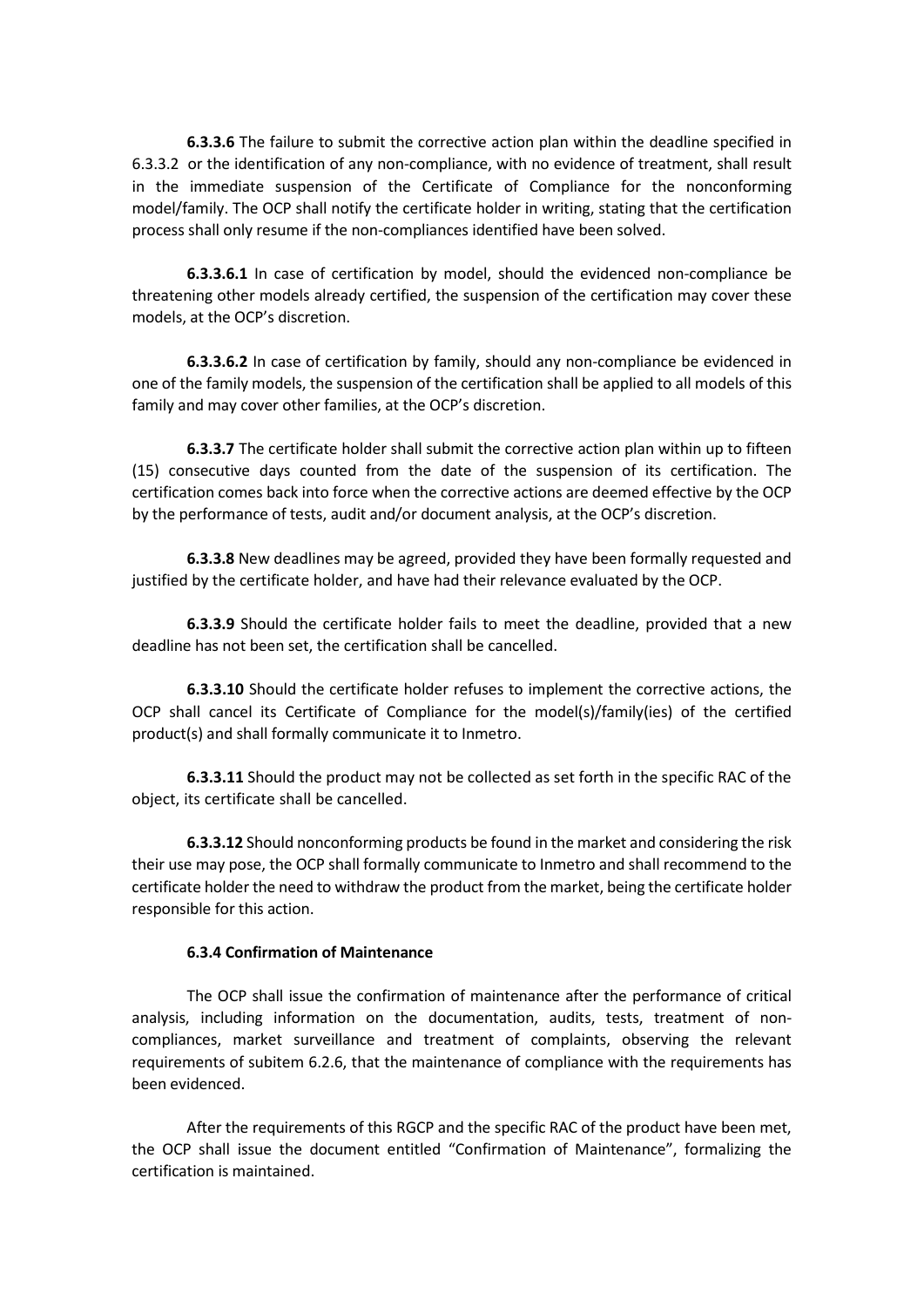**6.3.3.6** The failure to submit the corrective action plan within the deadline specified in 6.3.3.2 or the identification of any non-compliance, with no evidence of treatment, shall result in the immediate suspension of the Certificate of Compliance for the nonconforming model/family. The OCP shall notify the certificate holder in writing, stating that the certification process shall only resume if the non-compliances identified have been solved.

**6.3.3.6.1** In case of certification by model, should the evidenced non-compliance be threatening other models already certified, the suspension of the certification may cover these models, at the OCP's discretion.

**6.3.3.6.2** In case of certification by family, should any non-compliance be evidenced in one of the family models, the suspension of the certification shall be applied to all models of this family and may cover other families, at the OCP's discretion.

**6.3.3.7** The certificate holder shall submit the corrective action plan within up to fifteen (15) consecutive days counted from the date of the suspension of its certification. The certification comes back into force when the corrective actions are deemed effective by the OCP by the performance of tests, audit and/or document analysis, at the OCP's discretion.

**6.3.3.8** New deadlines may be agreed, provided they have been formally requested and justified by the certificate holder, and have had their relevance evaluated by the OCP.

**6.3.3.9** Should the certificate holder fails to meet the deadline, provided that a new deadline has not been set, the certification shall be cancelled.

**6.3.3.10** Should the certificate holder refuses to implement the corrective actions, the OCP shall cancel its Certificate of Compliance for the model(s)/family(ies) of the certified product(s) and shall formally communicate it to Inmetro.

**6.3.3.11** Should the product may not be collected as set forth in the specific RAC of the object, its certificate shall be cancelled.

**6.3.3.12** Should nonconforming products be found in the market and considering the risk their use may pose, the OCP shall formally communicate to Inmetro and shall recommend to the certificate holder the need to withdraw the product from the market, being the certificate holder responsible for this action.

**6.3.4 Confirmation of Maintenance**

The OCP shall issue the confirmation of maintenance after the performance of critical analysis, including information on the documentation, audits, tests, treatment of non-compliances, market surveillance and treatment of complaints, observing the relevant requirements of subitem 6.2.6, that the maintenance of compliance with the requirements has been evidenced.

After the requirements of this RGCP and the specific RAC of the product have been met, the OCP shall issue the document entitled "Confirmation of Maintenance", formalizing the certification is maintained.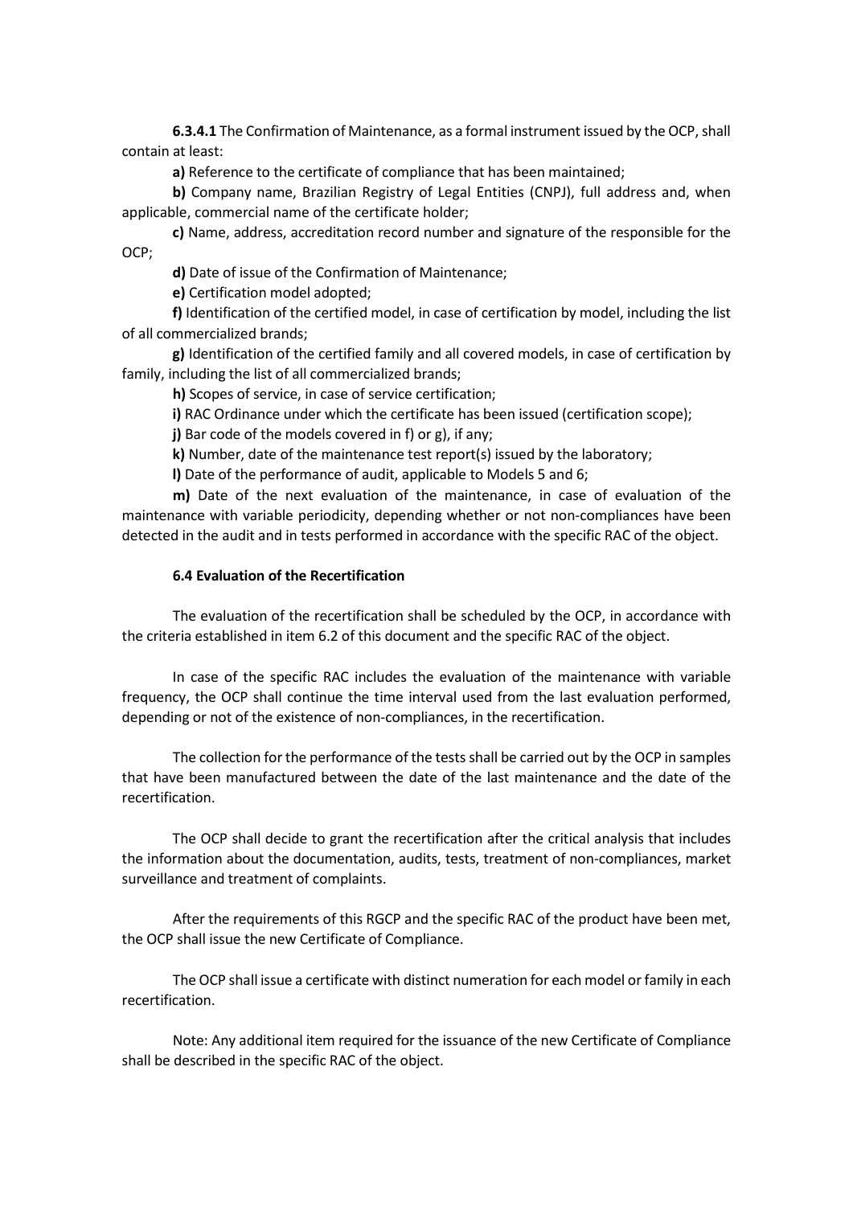**6.3.4.1** The Confirmation of Maintenance, as a formal instrument issued by the OCP, shall contain at least:

**a)** Reference to the certificate of compliance that has been maintained;

**b)** Company name, Brazilian Registry of Legal Entities (CNPJ), full address and, when applicable, commercial name of the certificate holder;

**c)** Name, address, accreditation record number and signature of the responsible for the OCP;

**d)** Date of issue of the Confirmation of Maintenance;

**e)** Certification model adopted;

**f)** Identification of the certified model, in case of certification by model, including the list of all commercialized brands;

**g)** Identification of the certified family and all covered models, in case of certification by family, including the list of all commercialized brands;

**h)** Scopes of service, in case of service certification;

**i)** RAC Ordinance under which the certificate has been issued (certification scope);

**j)** Bar code of the models covered in f) or g), if any;

**k)** Number, date of the maintenance test report(s) issued by the laboratory;

**l)** Date of the performance of audit, applicable to Models 5 and 6;

**m)** Date of the next evaluation of the maintenance, in case of evaluation of the maintenance with variable periodicity, depending whether or not non-compliances have been detected in the audit and in tests performed in accordance with the specific RAC of the object.

**6.4 Evaluation of the Recertification**

The evaluation of the recertification shall be scheduled by the OCP, in accordance with the criteria established in item 6.2 of this document and the specific RAC of the object.

In case of the specific RAC includes the evaluation of the maintenance with variable frequency, the OCP shall continue the time interval used from the last evaluation performed, depending or not of the existence of non-compliances, in the recertification.

The collection for the performance of the tests shall be carried out by the OCP in samples that have been manufactured between the date of the last maintenance and the date of the recertification.

The OCP shall decide to grant the recertification after the critical analysis that includes the information about the documentation, audits, tests, treatment of non-compliances, market surveillance and treatment of complaints.

After the requirements of this RGCP and the specific RAC of the product have been met, the OCP shall issue the new Certificate of Compliance.

The OCP shall issue a certificate with distinct numeration for each model or family in each recertification.

Note: Any additional item required for the issuance of the new Certificate of Compliance shall be described in the specific RAC of the object.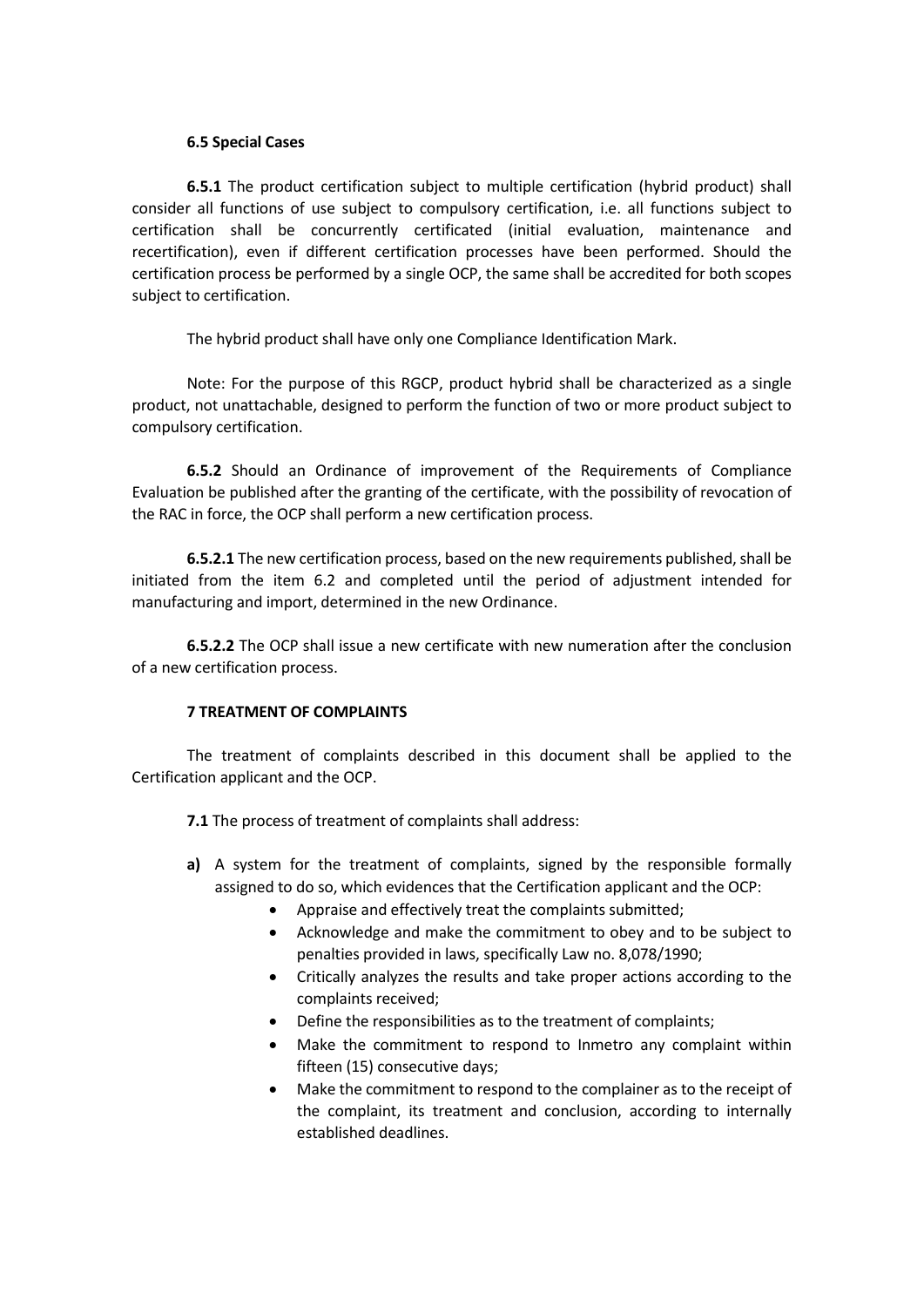**6.5 Special Cases**

**6.5.1** The product certification subject to multiple certification (hybrid product) shall consider all functions of use subject to compulsory certification, i.e. all functions subject to certification shall be concurrently certificated (initial evaluation, maintenance and recertification), even if different certification processes have been performed. Should the certification process be performed by a single OCP, the same shall be accredited for both scopes subject to certification.

The hybrid product shall have only one Compliance Identification Mark.

Note: For the purpose of this RGCP, product hybrid shall be characterized as a single product, not unattachable, designed to perform the function of two or more product subject to compulsory certification.

**6.5.2** Should an Ordinance of improvement of the Requirements of Compliance Evaluation be published after the granting of the certificate, with the possibility of revocation of the RAC in force, the OCP shall perform a new certification process.

**6.5.2.1** The new certification process, based on the new requirements published, shall be initiated from the item 6.2 and completed until the period of adjustment intended for manufacturing and import, determined in the new Ordinance.

**6.5.2.2** The OCP shall issue a new certificate with new numeration after the conclusion of a new certification process.

**7 TREATMENT OF COMPLAINTS**

The treatment of complaints described in this document shall be applied to the Certification applicant and the OCP.

**7.1** The process of treatment of complaints shall address:

**a)** A system for the treatment of complaints, signed by the responsible formally assigned to do so, which evidences that the Certification applicant and the OCP:
   - Appraise and effectively treat the complaints submitted;
   - Acknowledge and make the commitment to obey and to be subject to penalties provided in laws, specifically Law no. 8,078/1990;
   - Critically analyzes the results and take proper actions according to the complaints received;
   - Define the responsibilities as to the treatment of complaints;
   - Make the commitment to respond to Inmetro any complaint within fifteen (15) consecutive days;
   - Make the commitment to respond to the complainer as to the receipt of the complaint, its treatment and conclusion, according to internally established deadlines.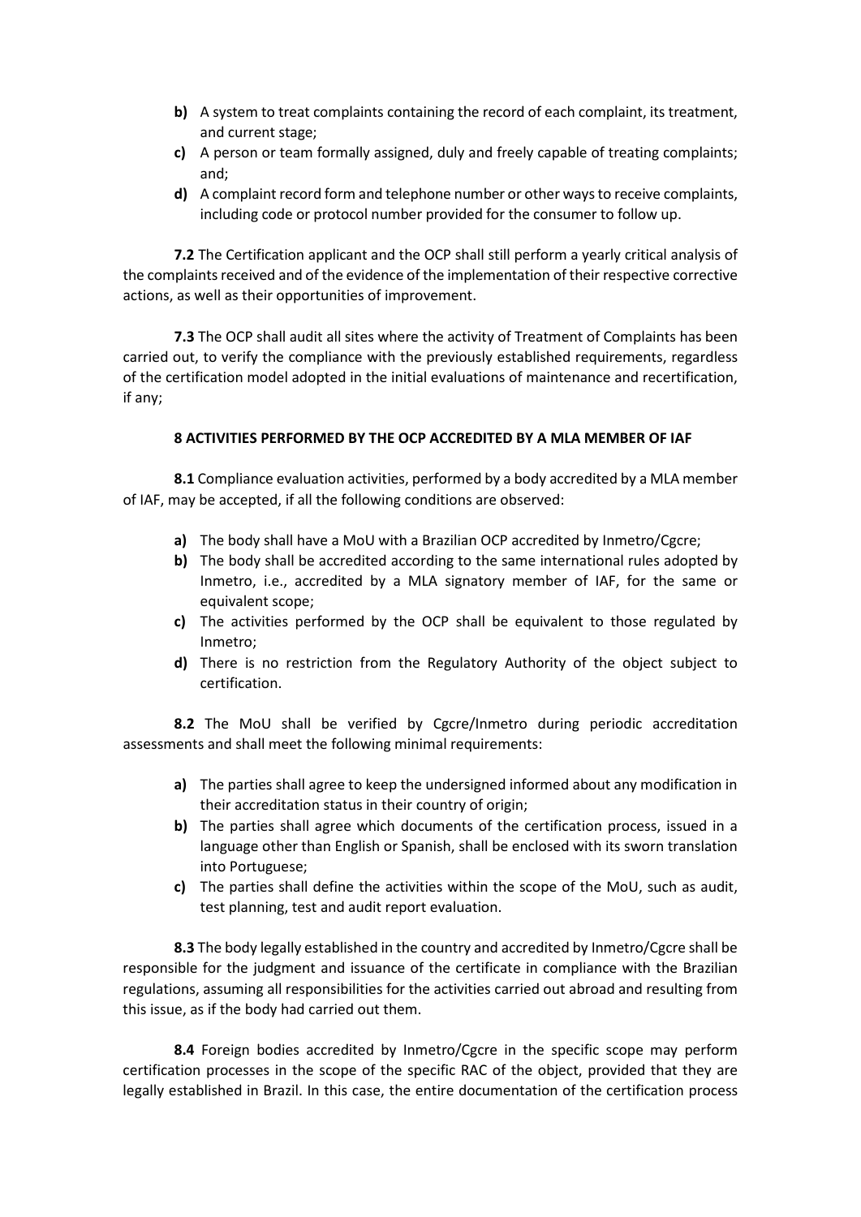- **b)** A system to treat complaints containing the record of each complaint, its treatment, and current stage;
- **c)** A person or team formally assigned, duly and freely capable of treating complaints; and;
- **d)** A complaint record form and telephone number or other ways to receive complaints, including code or protocol number provided for the consumer to follow up.

**7.2** The Certification applicant and the OCP shall still perform a yearly critical analysis of the complaints received and of the evidence of the implementation of their respective corrective actions, as well as their opportunities of improvement.

**7.3** The OCP shall audit all sites where the activity of Treatment of Complaints has been carried out, to verify the compliance with the previously established requirements, regardless of the certification model adopted in the initial evaluations of maintenance and recertification, if any;

**8 ACTIVITIES PERFORMED BY THE OCP ACCREDITED BY A MLA MEMBER OF IAF**

**8.1** Compliance evaluation activities, performed by a body accredited by a MLA member of IAF, may be accepted, if all the following conditions are observed:

- **a)** The body shall have a MoU with a Brazilian OCP accredited by Inmetro/Cgcre;
- **b)** The body shall be accredited according to the same international rules adopted by Inmetro, i.e., accredited by a MLA signatory member of IAF, for the same or equivalent scope;
- **c)** The activities performed by the OCP shall be equivalent to those regulated by Inmetro;
- **d)** There is no restriction from the Regulatory Authority of the object subject to certification.

**8.2** The MoU shall be verified by Cgcre/Inmetro during periodic accreditation assessments and shall meet the following minimal requirements:

- **a)** The parties shall agree to keep the undersigned informed about any modification in their accreditation status in their country of origin;
- **b)** The parties shall agree which documents of the certification process, issued in a language other than English or Spanish, shall be enclosed with its sworn translation into Portuguese;
- **c)** The parties shall define the activities within the scope of the MoU, such as audit, test planning, test and audit report evaluation.

**8.3** The body legally established in the country and accredited by Inmetro/Cgcre shall be responsible for the judgment and issuance of the certificate in compliance with the Brazilian regulations, assuming all responsibilities for the activities carried out abroad and resulting from this issue, as if the body had carried out them.

**8.4** Foreign bodies accredited by Inmetro/Cgcre in the specific scope may perform certification processes in the scope of the specific RAC of the object, provided that they are legally established in Brazil. In this case, the entire documentation of the certification process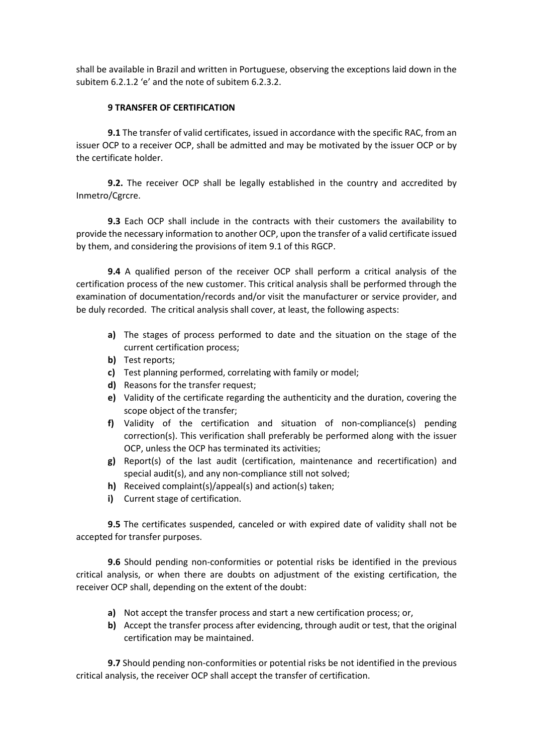shall be available in Brazil and written in Portuguese, observing the exceptions laid down in the subitem 6.2.1.2 'e' and the note of subitem 6.2.3.2.

## 9 TRANSFER OF CERTIFICATION

**9.1** The transfer of valid certificates, issued in accordance with the specific RAC, from an issuer OCP to a receiver OCP, shall be admitted and may be motivated by the issuer OCP or by the certificate holder.

**9.2.** The receiver OCP shall be legally established in the country and accredited by Inmetro/Cgrcre.

**9.3** Each OCP shall include in the contracts with their customers the availability to provide the necessary information to another OCP, upon the transfer of a valid certificate issued by them, and considering the provisions of item 9.1 of this RGCP.

**9.4** A qualified person of the receiver OCP shall perform a critical analysis of the certification process of the new customer. This critical analysis shall be performed through the examination of documentation/records and/or visit the manufacturer or service provider, and be duly recorded. The critical analysis shall cover, at least, the following aspects:

- **a)** The stages of process performed to date and the situation on the stage of the current certification process;
- **b)** Test reports;
- **c)** Test planning performed, correlating with family or model;
- **d)** Reasons for the transfer request;
- **e)** Validity of the certificate regarding the authenticity and the duration, covering the scope object of the transfer;
- **f)** Validity of the certification and situation of non-compliance(s) pending correction(s). This verification shall preferably be performed along with the issuer OCP, unless the OCP has terminated its activities;
- **g)** Report(s) of the last audit (certification, maintenance and recertification) and special audit(s), and any non-compliance still not solved;
- **h)** Received complaint(s)/appeal(s) and action(s) taken;
- **i)** Current stage of certification.

**9.5** The certificates suspended, canceled or with expired date of validity shall not be accepted for transfer purposes.

**9.6** Should pending non-conformities or potential risks be identified in the previous critical analysis, or when there are doubts on adjustment of the existing certification, the receiver OCP shall, depending on the extent of the doubt:

- **a)** Not accept the transfer process and start a new certification process; or,
- **b)** Accept the transfer process after evidencing, through audit or test, that the original certification may be maintained.

**9.7** Should pending non-conformities or potential risks be not identified in the previous critical analysis, the receiver OCP shall accept the transfer of certification.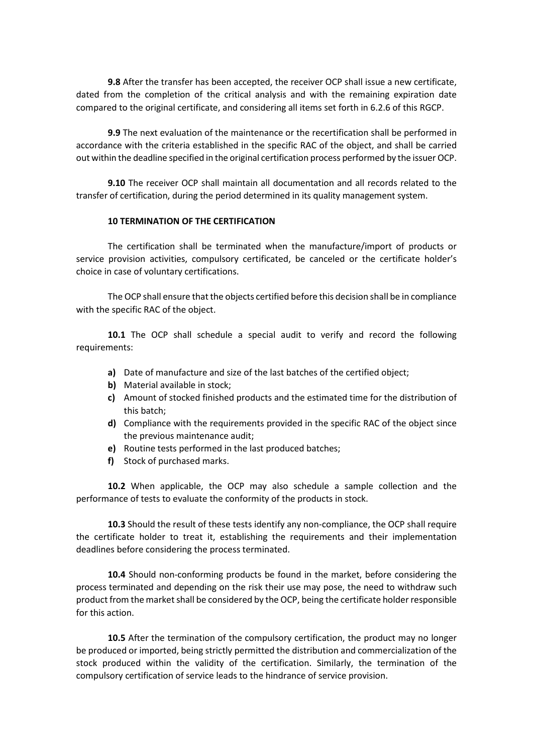**9.8** After the transfer has been accepted, the receiver OCP shall issue a new certificate, dated from the completion of the critical analysis and with the remaining expiration date compared to the original certificate, and considering all items set forth in 6.2.6 of this RGCP.

**9.9** The next evaluation of the maintenance or the recertification shall be performed in accordance with the criteria established in the specific RAC of the object, and shall be carried out within the deadline specified in the original certification process performed by the issuer OCP.

**9.10** The receiver OCP shall maintain all documentation and all records related to the transfer of certification, during the period determined in its quality management system.

## 10 TERMINATION OF THE CERTIFICATION

The certification shall be terminated when the manufacture/import of products or service provision activities, compulsory certificated, be canceled or the certificate holder's choice in case of voluntary certifications.

The OCP shall ensure that the objects certified before this decision shall be in compliance with the specific RAC of the object.

**10.1** The OCP shall schedule a special audit to verify and record the following requirements:

- **a)** Date of manufacture and size of the last batches of the certified object;
- **b)** Material available in stock;
- **c)** Amount of stocked finished products and the estimated time for the distribution of this batch;
- **d)** Compliance with the requirements provided in the specific RAC of the object since the previous maintenance audit;
- **e)** Routine tests performed in the last produced batches;
- **f)** Stock of purchased marks.

**10.2** When applicable, the OCP may also schedule a sample collection and the performance of tests to evaluate the conformity of the products in stock.

**10.3** Should the result of these tests identify any non-compliance, the OCP shall require the certificate holder to treat it, establishing the requirements and their implementation deadlines before considering the process terminated.

**10.4** Should non-conforming products be found in the market, before considering the process terminated and depending on the risk their use may pose, the need to withdraw such product from the market shall be considered by the OCP, being the certificate holder responsible for this action.

**10.5** After the termination of the compulsory certification, the product may no longer be produced or imported, being strictly permitted the distribution and commercialization of the stock produced within the validity of the certification. Similarly, the termination of the compulsory certification of service leads to the hindrance of service provision.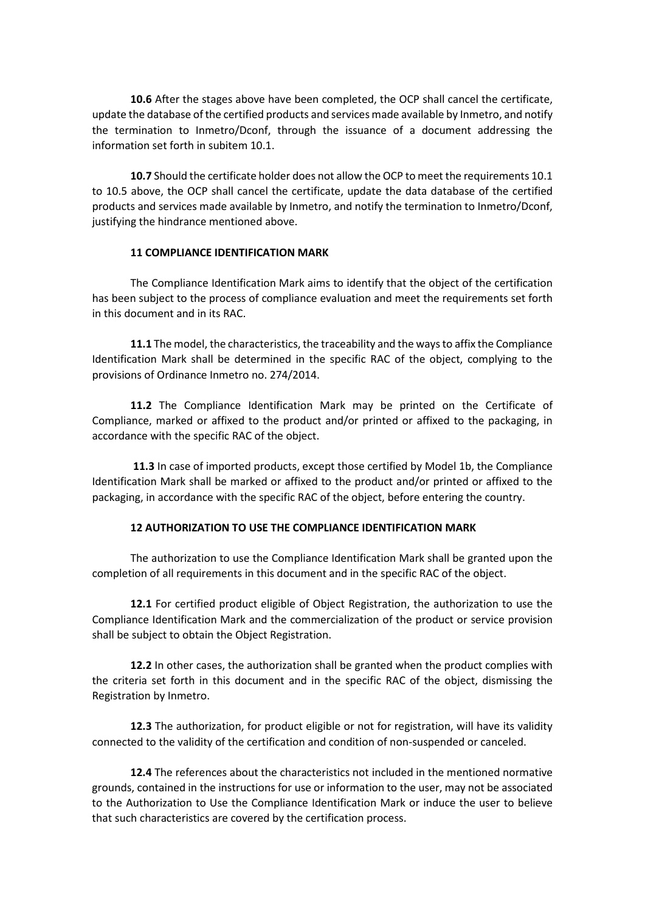**10.6** After the stages above have been completed, the OCP shall cancel the certificate, update the database of the certified products and services made available by Inmetro, and notify the termination to Inmetro/Dconf, through the issuance of a document addressing the information set forth in subitem 10.1.

**10.7** Should the certificate holder does not allow the OCP to meet the requirements 10.1 to 10.5 above, the OCP shall cancel the certificate, update the data database of the certified products and services made available by Inmetro, and notify the termination to Inmetro/Dconf, justifying the hindrance mentioned above.

## 11 COMPLIANCE IDENTIFICATION MARK

The Compliance Identification Mark aims to identify that the object of the certification has been subject to the process of compliance evaluation and meet the requirements set forth in this document and in its RAC.

**11.1** The model, the characteristics, the traceability and the ways to affix the Compliance Identification Mark shall be determined in the specific RAC of the object, complying to the provisions of Ordinance Inmetro no. 274/2014.

**11.2** The Compliance Identification Mark may be printed on the Certificate of Compliance, marked or affixed to the product and/or printed or affixed to the packaging, in accordance with the specific RAC of the object.

**11.3** In case of imported products, except those certified by Model 1b, the Compliance Identification Mark shall be marked or affixed to the product and/or printed or affixed to the packaging, in accordance with the specific RAC of the object, before entering the country.

## 12 AUTHORIZATION TO USE THE COMPLIANCE IDENTIFICATION MARK

The authorization to use the Compliance Identification Mark shall be granted upon the completion of all requirements in this document and in the specific RAC of the object.

**12.1** For certified product eligible of Object Registration, the authorization to use the Compliance Identification Mark and the commercialization of the product or service provision shall be subject to obtain the Object Registration.

**12.2** In other cases, the authorization shall be granted when the product complies with the criteria set forth in this document and in the specific RAC of the object, dismissing the Registration by Inmetro.

**12.3** The authorization, for product eligible or not for registration, will have its validity connected to the validity of the certification and condition of non-suspended or canceled.

**12.4** The references about the characteristics not included in the mentioned normative grounds, contained in the instructions for use or information to the user, may not be associated to the Authorization to Use the Compliance Identification Mark or induce the user to believe that such characteristics are covered by the certification process.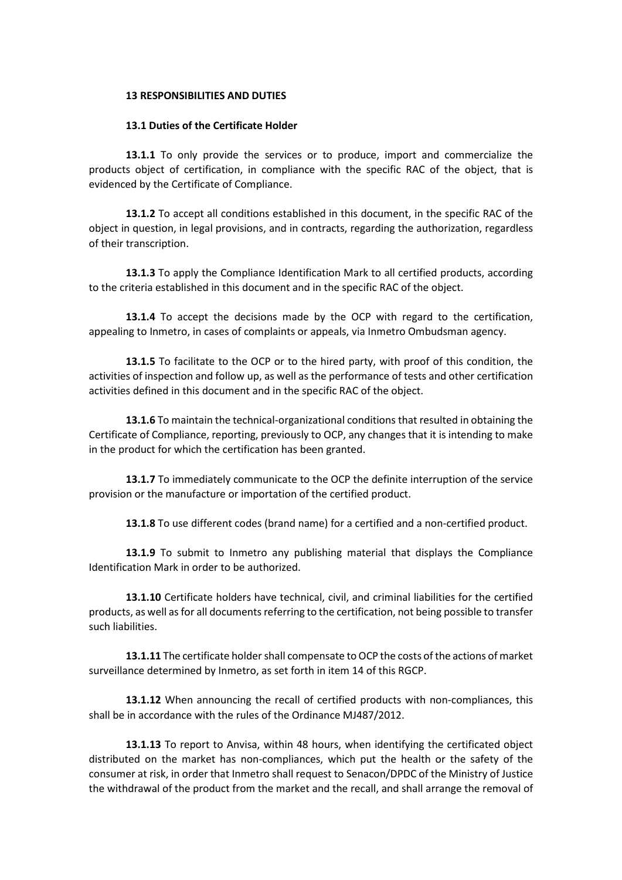## 13 RESPONSIBILITIES AND DUTIES

### 13.1 Duties of the Certificate Holder

**13.1.1** To only provide the services or to produce, import and commercialize the products object of certification, in compliance with the specific RAC of the object, that is evidenced by the Certificate of Compliance.

**13.1.2** To accept all conditions established in this document, in the specific RAC of the object in question, in legal provisions, and in contracts, regarding the authorization, regardless of their transcription.

**13.1.3** To apply the Compliance Identification Mark to all certified products, according to the criteria established in this document and in the specific RAC of the object.

**13.1.4** To accept the decisions made by the OCP with regard to the certification, appealing to Inmetro, in cases of complaints or appeals, via Inmetro Ombudsman agency.

**13.1.5** To facilitate to the OCP or to the hired party, with proof of this condition, the activities of inspection and follow up, as well as the performance of tests and other certification activities defined in this document and in the specific RAC of the object.

**13.1.6** To maintain the technical-organizational conditions that resulted in obtaining the Certificate of Compliance, reporting, previously to OCP, any changes that it is intending to make in the product for which the certification has been granted.

**13.1.7** To immediately communicate to the OCP the definite interruption of the service provision or the manufacture or importation of the certified product.

**13.1.8** To use different codes (brand name) for a certified and a non-certified product.

**13.1.9** To submit to Inmetro any publishing material that displays the Compliance Identification Mark in order to be authorized.

**13.1.10** Certificate holders have technical, civil, and criminal liabilities for the certified products, as well as for all documents referring to the certification, not being possible to transfer such liabilities.

**13.1.11** The certificate holder shall compensate to OCP the costs of the actions of market surveillance determined by Inmetro, as set forth in item 14 of this RGCP.

**13.1.12** When announcing the recall of certified products with non-compliances, this shall be in accordance with the rules of the Ordinance MJ487/2012.

**13.1.13** To report to Anvisa, within 48 hours, when identifying the certificated object distributed on the market has non-compliances, which put the health or the safety of the consumer at risk, in order that Inmetro shall request to Senacon/DPDC of the Ministry of Justice the withdrawal of the product from the market and the recall, and shall arrange the removal of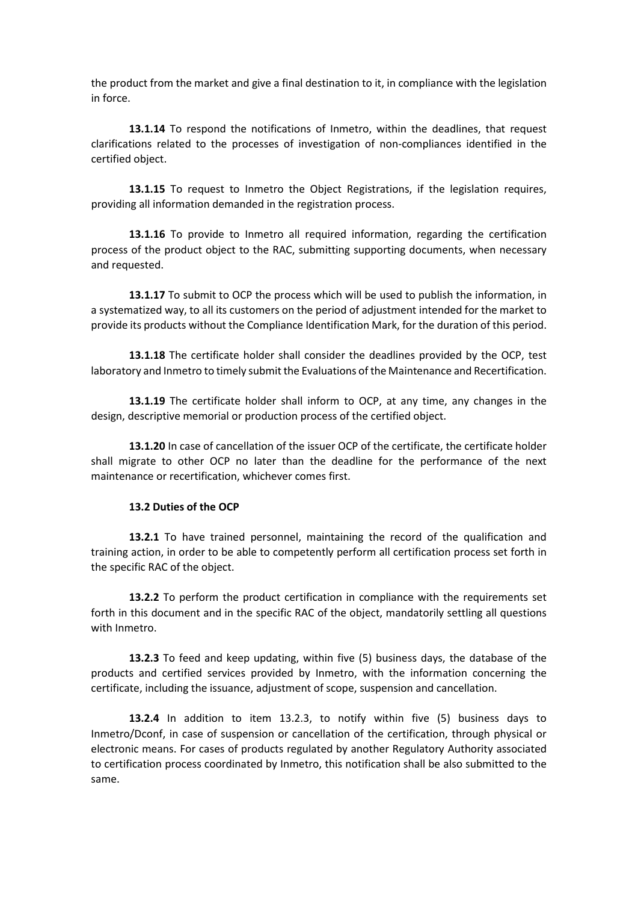the product from the market and give a final destination to it, in compliance with the legislation in force.

**13.1.14** To respond the notifications of Inmetro, within the deadlines, that request clarifications related to the processes of investigation of non-compliances identified in the certified object.

**13.1.15** To request to Inmetro the Object Registrations, if the legislation requires, providing all information demanded in the registration process.

**13.1.16** To provide to Inmetro all required information, regarding the certification process of the product object to the RAC, submitting supporting documents, when necessary and requested.

**13.1.17** To submit to OCP the process which will be used to publish the information, in a systematized way, to all its customers on the period of adjustment intended for the market to provide its products without the Compliance Identification Mark, for the duration of this period.

**13.1.18** The certificate holder shall consider the deadlines provided by the OCP, test laboratory and Inmetro to timely submit the Evaluations of the Maintenance and Recertification.

**13.1.19** The certificate holder shall inform to OCP, at any time, any changes in the design, descriptive memorial or production process of the certified object.

**13.1.20** In case of cancellation of the issuer OCP of the certificate, the certificate holder shall migrate to other OCP no later than the deadline for the performance of the next maintenance or recertification, whichever comes first.

**13.2 Duties of the OCP**

**13.2.1** To have trained personnel, maintaining the record of the qualification and training action, in order to be able to competently perform all certification process set forth in the specific RAC of the object.

**13.2.2** To perform the product certification in compliance with the requirements set forth in this document and in the specific RAC of the object, mandatorily settling all questions with Inmetro.

**13.2.3** To feed and keep updating, within five (5) business days, the database of the products and certified services provided by Inmetro, with the information concerning the certificate, including the issuance, adjustment of scope, suspension and cancellation.

**13.2.4** In addition to item 13.2.3, to notify within five (5) business days to Inmetro/Dconf, in case of suspension or cancellation of the certification, through physical or electronic means. For cases of products regulated by another Regulatory Authority associated to certification process coordinated by Inmetro, this notification shall be also submitted to the same.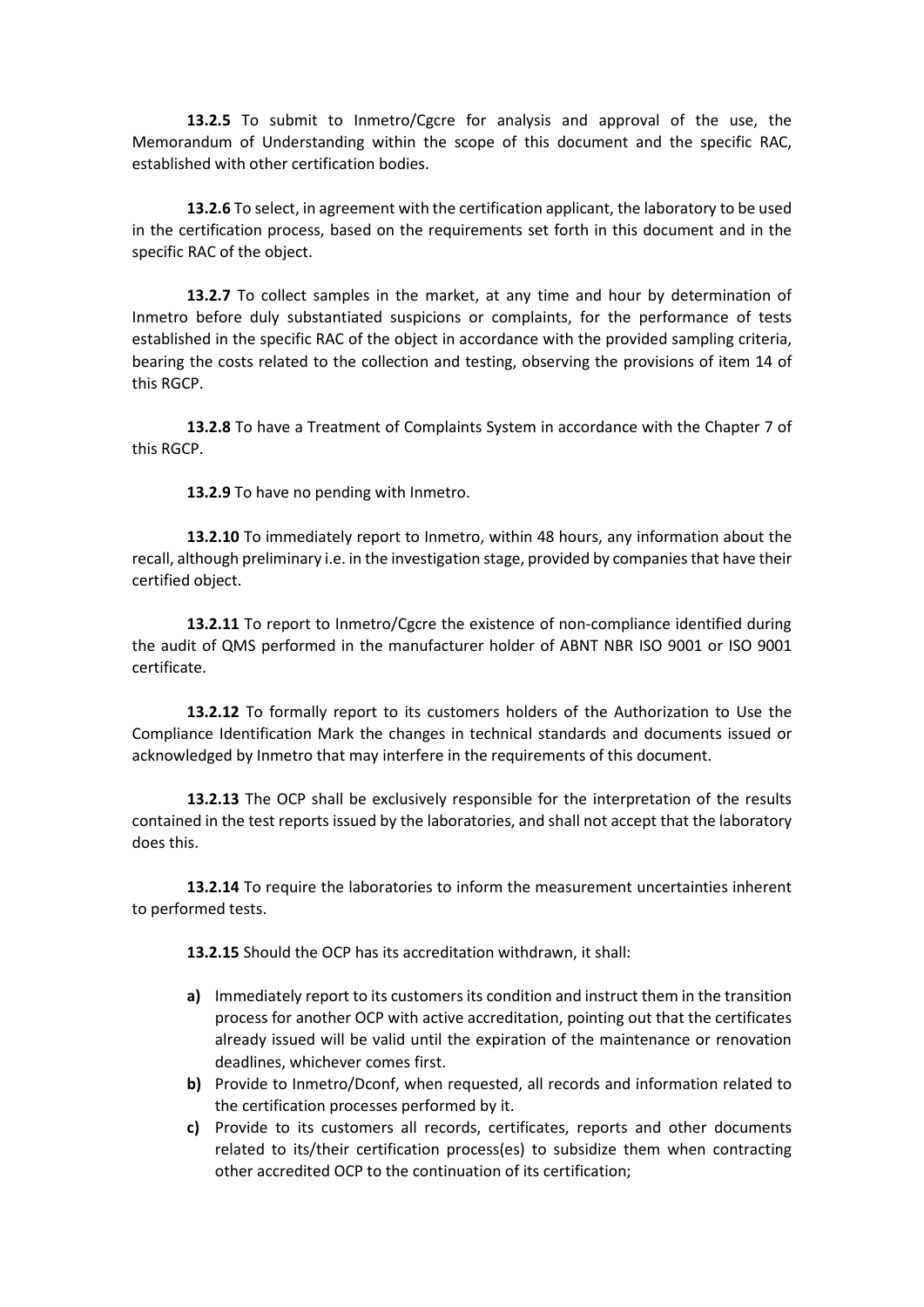**13.2.5** To submit to Inmetro/Cgcre for analysis and approval of the use, the Memorandum of Understanding within the scope of this document and the specific RAC, established with other certification bodies.

**13.2.6** To select, in agreement with the certification applicant, the laboratory to be used in the certification process, based on the requirements set forth in this document and in the specific RAC of the object.

**13.2.7** To collect samples in the market, at any time and hour by determination of Inmetro before duly substantiated suspicions or complaints, for the performance of tests established in the specific RAC of the object in accordance with the provided sampling criteria, bearing the costs related to the collection and testing, observing the provisions of item 14 of this RGCP.

**13.2.8** To have a Treatment of Complaints System in accordance with the Chapter 7 of this RGCP.

**13.2.9** To have no pending with Inmetro.

**13.2.10** To immediately report to Inmetro, within 48 hours, any information about the recall, although preliminary i.e. in the investigation stage, provided by companies that have their certified object.

**13.2.11** To report to Inmetro/Cgcre the existence of non-compliance identified during the audit of QMS performed in the manufacturer holder of ABNT NBR ISO 9001 or ISO 9001 certificate.

**13.2.12** To formally report to its customers holders of the Authorization to Use the Compliance Identification Mark the changes in technical standards and documents issued or acknowledged by Inmetro that may interfere in the requirements of this document.

**13.2.13** The OCP shall be exclusively responsible for the interpretation of the results contained in the test reports issued by the laboratories, and shall not accept that the laboratory does this.

**13.2.14** To require the laboratories to inform the measurement uncertainties inherent to performed tests.

**13.2.15** Should the OCP has its accreditation withdrawn, it shall:

- **a)** Immediately report to its customers its condition and instruct them in the transition process for another OCP with active accreditation, pointing out that the certificates already issued will be valid until the expiration of the maintenance or renovation deadlines, whichever comes first.
- **b)** Provide to Inmetro/Dconf, when requested, all records and information related to the certification processes performed by it.
- **c)** Provide to its customers all records, certificates, reports and other documents related to its/their certification process(es) to subsidize them when contracting other accredited OCP to the continuation of its certification;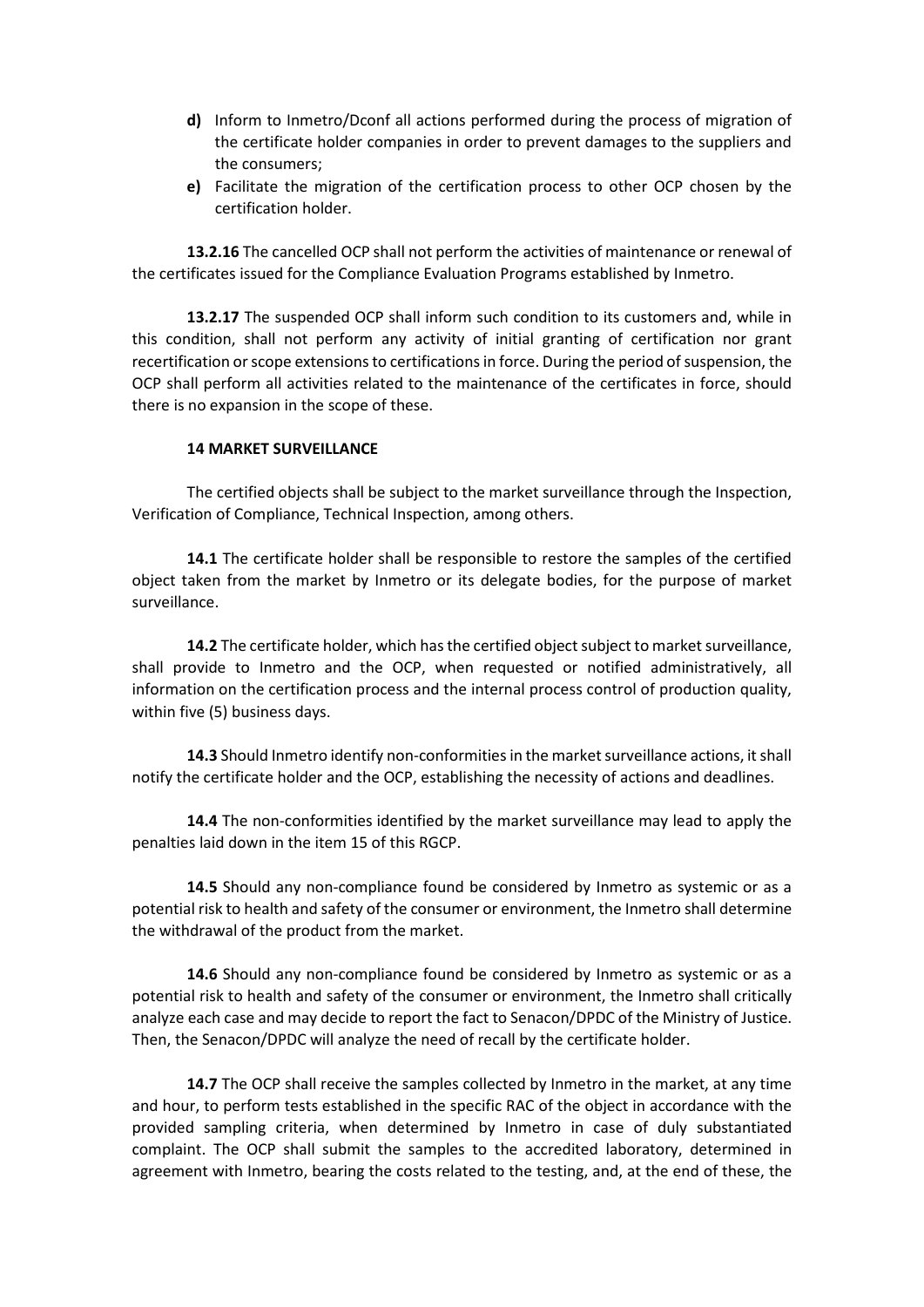**d)** Inform to Inmetro/Dconf all actions performed during the process of migration of the certificate holder companies in order to prevent damages to the suppliers and the consumers;

**e)** Facilitate the migration of the certification process to other OCP chosen by the certification holder.

**13.2.16** The cancelled OCP shall not perform the activities of maintenance or renewal of the certificates issued for the Compliance Evaluation Programs established by Inmetro.

**13.2.17** The suspended OCP shall inform such condition to its customers and, while in this condition, shall not perform any activity of initial granting of certification nor grant recertification or scope extensions to certifications in force. During the period of suspension, the OCP shall perform all activities related to the maintenance of the certificates in force, should there is no expansion in the scope of these.

## 14 MARKET SURVEILLANCE

The certified objects shall be subject to the market surveillance through the Inspection, Verification of Compliance, Technical Inspection, among others.

**14.1** The certificate holder shall be responsible to restore the samples of the certified object taken from the market by Inmetro or its delegate bodies, for the purpose of market surveillance.

**14.2** The certificate holder, which has the certified object subject to market surveillance, shall provide to Inmetro and the OCP, when requested or notified administratively, all information on the certification process and the internal process control of production quality, within five (5) business days.

**14.3** Should Inmetro identify non-conformities in the market surveillance actions, it shall notify the certificate holder and the OCP, establishing the necessity of actions and deadlines.

**14.4** The non-conformities identified by the market surveillance may lead to apply the penalties laid down in the item 15 of this RGCP.

**14.5** Should any non-compliance found be considered by Inmetro as systemic or as a potential risk to health and safety of the consumer or environment, the Inmetro shall determine the withdrawal of the product from the market.

**14.6** Should any non-compliance found be considered by Inmetro as systemic or as a potential risk to health and safety of the consumer or environment, the Inmetro shall critically analyze each case and may decide to report the fact to Senacon/DPDC of the Ministry of Justice. Then, the Senacon/DPDC will analyze the need of recall by the certificate holder.

**14.7** The OCP shall receive the samples collected by Inmetro in the market, at any time and hour, to perform tests established in the specific RAC of the object in accordance with the provided sampling criteria, when determined by Inmetro in case of duly substantiated complaint. The OCP shall submit the samples to the accredited laboratory, determined in agreement with Inmetro, bearing the costs related to the testing, and, at the end of these, the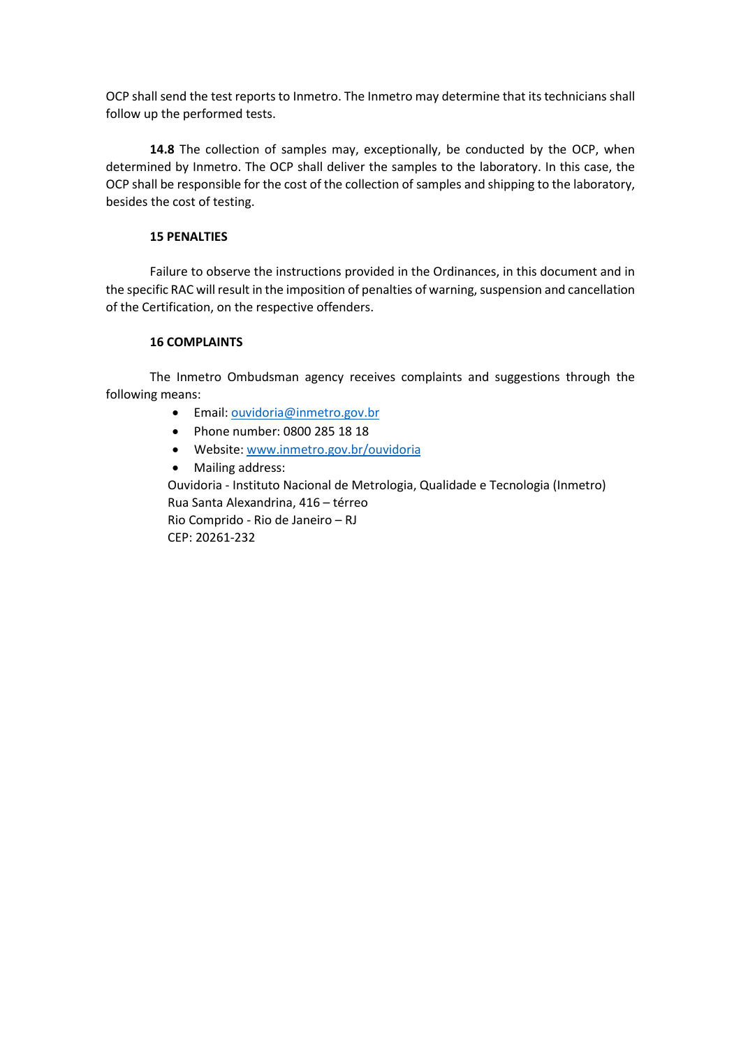OCP shall send the test reports to Inmetro. The Inmetro may determine that its technicians shall follow up the performed tests.

**14.8** The collection of samples may, exceptionally, be conducted by the OCP, when determined by Inmetro. The OCP shall deliver the samples to the laboratory. In this case, the OCP shall be responsible for the cost of the collection of samples and shipping to the laboratory, besides the cost of testing.

## 15 PENALTIES

Failure to observe the instructions provided in the Ordinances, in this document and in the specific RAC will result in the imposition of penalties of warning, suspension and cancellation of the Certification, on the respective offenders.

## 16 COMPLAINTS

The Inmetro Ombudsman agency receives complaints and suggestions through the following means:

- Email: ouvidoria@inmetro.gov.br
- Phone number: 0800 285 18 18
- Website: www.inmetro.gov.br/ouvidoria
- Mailing address:

Ouvidoria - Instituto Nacional de Metrologia, Qualidade e Tecnologia (Inmetro)
Rua Santa Alexandrina, 416 – térreo
Rio Comprido - Rio de Janeiro – RJ
CEP: 20261-232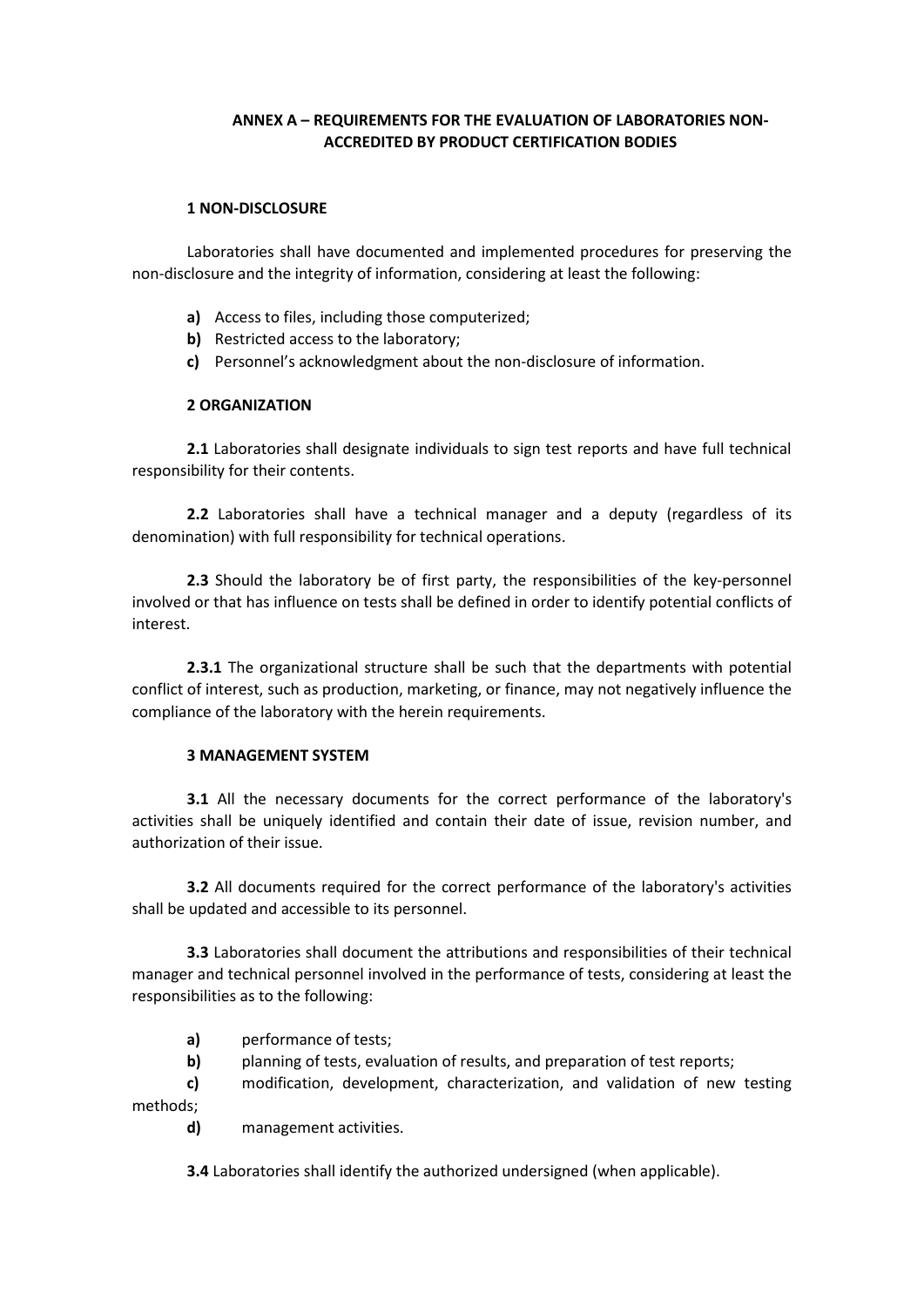## ANNEX A – REQUIREMENTS FOR THE EVALUATION OF LABORATORIES NON-ACCREDITED BY PRODUCT CERTIFICATION BODIES

### 1 NON-DISCLOSURE

Laboratories shall have documented and implemented procedures for preserving the non-disclosure and the integrity of information, considering at least the following:

**a)** Access to files, including those computerized;
**b)** Restricted access to the laboratory;
**c)** Personnel's acknowledgment about the non-disclosure of information.

### 2 ORGANIZATION

**2.1** Laboratories shall designate individuals to sign test reports and have full technical responsibility for their contents.

**2.2** Laboratories shall have a technical manager and a deputy (regardless of its denomination) with full responsibility for technical operations.

**2.3** Should the laboratory be of first party, the responsibilities of the key-personnel involved or that has influence on tests shall be defined in order to identify potential conflicts of interest.

**2.3.1** The organizational structure shall be such that the departments with potential conflict of interest, such as production, marketing, or finance, may not negatively influence the compliance of the laboratory with the herein requirements.

### 3 MANAGEMENT SYSTEM

**3.1** All the necessary documents for the correct performance of the laboratory's activities shall be uniquely identified and contain their date of issue, revision number, and authorization of their issue.

**3.2** All documents required for the correct performance of the laboratory's activities shall be updated and accessible to its personnel.

**3.3** Laboratories shall document the attributions and responsibilities of their technical manager and technical personnel involved in the performance of tests, considering at least the responsibilities as to the following:

**a)** performance of tests;
**b)** planning of tests, evaluation of results, and preparation of test reports;
**c)** modification, development, characterization, and validation of new testing methods;
**d)** management activities.

**3.4** Laboratories shall identify the authorized undersigned (when applicable).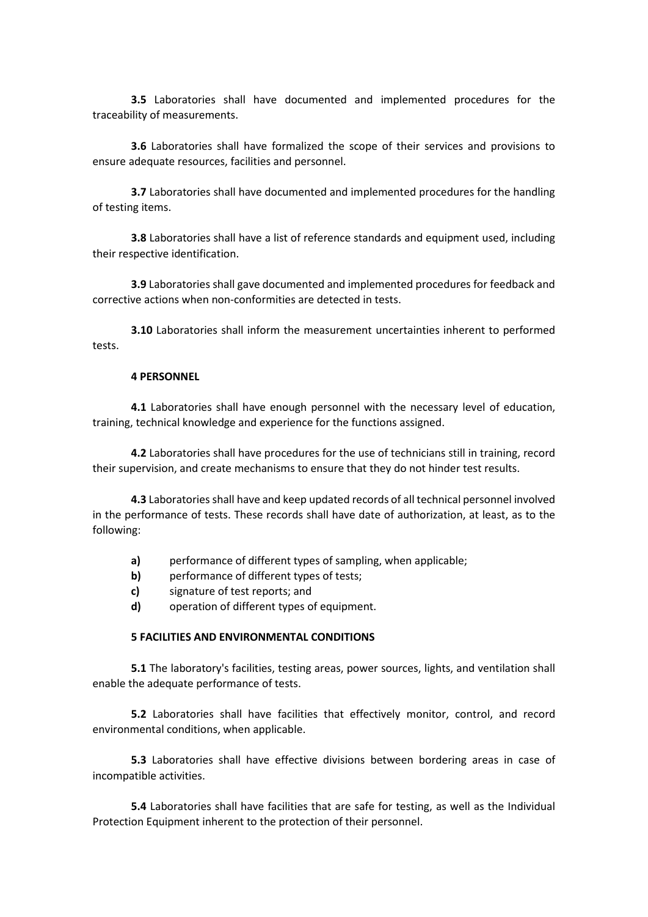**3.5** Laboratories shall have documented and implemented procedures for the traceability of measurements.

**3.6** Laboratories shall have formalized the scope of their services and provisions to ensure adequate resources, facilities and personnel.

**3.7** Laboratories shall have documented and implemented procedures for the handling of testing items.

**3.8** Laboratories shall have a list of reference standards and equipment used, including their respective identification.

**3.9** Laboratories shall gave documented and implemented procedures for feedback and corrective actions when non-conformities are detected in tests.

**3.10** Laboratories shall inform the measurement uncertainties inherent to performed tests.

## 4 PERSONNEL

**4.1** Laboratories shall have enough personnel with the necessary level of education, training, technical knowledge and experience for the functions assigned.

**4.2** Laboratories shall have procedures for the use of technicians still in training, record their supervision, and create mechanisms to ensure that they do not hinder test results.

**4.3** Laboratories shall have and keep updated records of all technical personnel involved in the performance of tests. These records shall have date of authorization, at least, as to the following:

**a)** performance of different types of sampling, when applicable;
**b)** performance of different types of tests;
**c)** signature of test reports; and
**d)** operation of different types of equipment.

## 5 FACILITIES AND ENVIRONMENTAL CONDITIONS

**5.1** The laboratory's facilities, testing areas, power sources, lights, and ventilation shall enable the adequate performance of tests.

**5.2** Laboratories shall have facilities that effectively monitor, control, and record environmental conditions, when applicable.

**5.3** Laboratories shall have effective divisions between bordering areas in case of incompatible activities.

**5.4** Laboratories shall have facilities that are safe for testing, as well as the Individual Protection Equipment inherent to the protection of their personnel.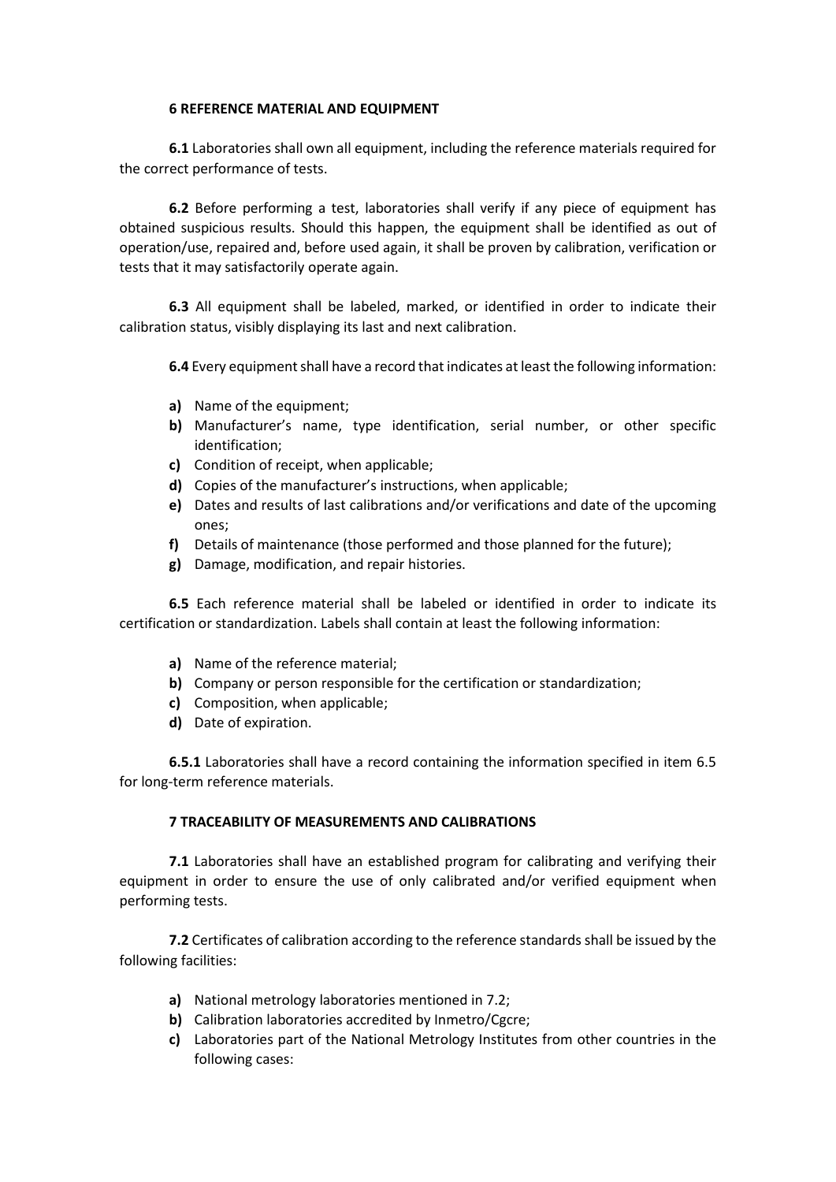## 6 REFERENCE MATERIAL AND EQUIPMENT

**6.1** Laboratories shall own all equipment, including the reference materials required for the correct performance of tests.

**6.2** Before performing a test, laboratories shall verify if any piece of equipment has obtained suspicious results. Should this happen, the equipment shall be identified as out of operation/use, repaired and, before used again, it shall be proven by calibration, verification or tests that it may satisfactorily operate again.

**6.3** All equipment shall be labeled, marked, or identified in order to indicate their calibration status, visibly displaying its last and next calibration.

**6.4** Every equipment shall have a record that indicates at least the following information:

- **a)** Name of the equipment;
- **b)** Manufacturer's name, type identification, serial number, or other specific identification;
- **c)** Condition of receipt, when applicable;
- **d)** Copies of the manufacturer's instructions, when applicable;
- **e)** Dates and results of last calibrations and/or verifications and date of the upcoming ones;
- **f)** Details of maintenance (those performed and those planned for the future);
- **g)** Damage, modification, and repair histories.

**6.5** Each reference material shall be labeled or identified in order to indicate its certification or standardization. Labels shall contain at least the following information:

- **a)** Name of the reference material;
- **b)** Company or person responsible for the certification or standardization;
- **c)** Composition, when applicable;
- **d)** Date of expiration.

**6.5.1** Laboratories shall have a record containing the information specified in item 6.5 for long-term reference materials.

## 7 TRACEABILITY OF MEASUREMENTS AND CALIBRATIONS

**7.1** Laboratories shall have an established program for calibrating and verifying their equipment in order to ensure the use of only calibrated and/or verified equipment when performing tests.

**7.2** Certificates of calibration according to the reference standards shall be issued by the following facilities:

- **a)** National metrology laboratories mentioned in 7.2;
- **b)** Calibration laboratories accredited by Inmetro/Cgcre;
- **c)** Laboratories part of the National Metrology Institutes from other countries in the following cases: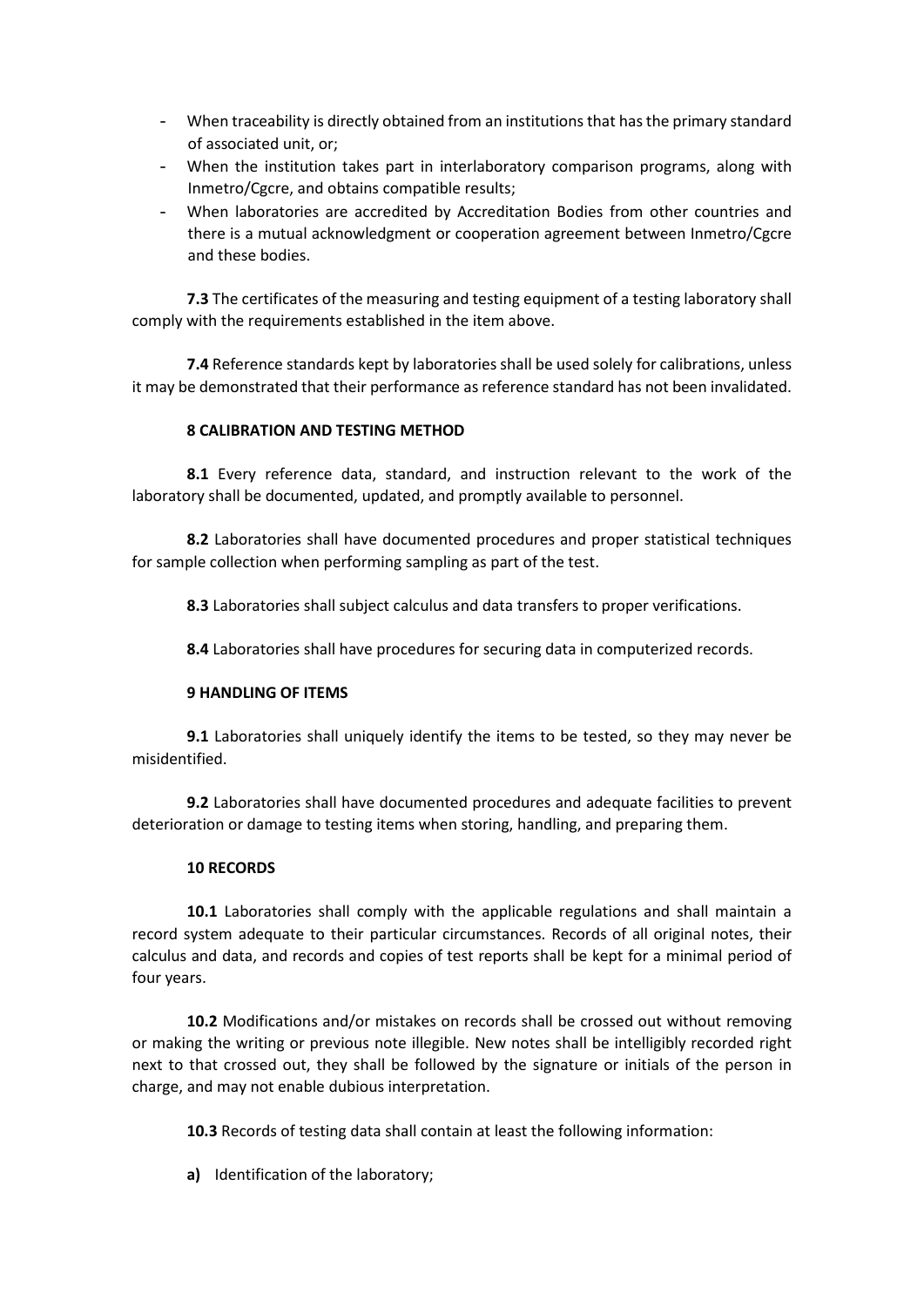- When traceability is directly obtained from an institutions that has the primary standard of associated unit, or;
- When the institution takes part in interlaboratory comparison programs, along with Inmetro/Cgcre, and obtains compatible results;
- When laboratories are accredited by Accreditation Bodies from other countries and there is a mutual acknowledgment or cooperation agreement between Inmetro/Cgcre and these bodies.

**7.3** The certificates of the measuring and testing equipment of a testing laboratory shall comply with the requirements established in the item above.

**7.4** Reference standards kept by laboratories shall be used solely for calibrations, unless it may be demonstrated that their performance as reference standard has not been invalidated.

## 8 CALIBRATION AND TESTING METHOD

**8.1** Every reference data, standard, and instruction relevant to the work of the laboratory shall be documented, updated, and promptly available to personnel.

**8.2** Laboratories shall have documented procedures and proper statistical techniques for sample collection when performing sampling as part of the test.

**8.3** Laboratories shall subject calculus and data transfers to proper verifications.

**8.4** Laboratories shall have procedures for securing data in computerized records.

## 9 HANDLING OF ITEMS

**9.1** Laboratories shall uniquely identify the items to be tested, so they may never be misidentified.

**9.2** Laboratories shall have documented procedures and adequate facilities to prevent deterioration or damage to testing items when storing, handling, and preparing them.

## 10 RECORDS

**10.1** Laboratories shall comply with the applicable regulations and shall maintain a record system adequate to their particular circumstances. Records of all original notes, their calculus and data, and records and copies of test reports shall be kept for a minimal period of four years.

**10.2** Modifications and/or mistakes on records shall be crossed out without removing or making the writing or previous note illegible. New notes shall be intelligibly recorded right next to that crossed out, they shall be followed by the signature or initials of the person in charge, and may not enable dubious interpretation.

**10.3** Records of testing data shall contain at least the following information:

**a)** Identification of the laboratory;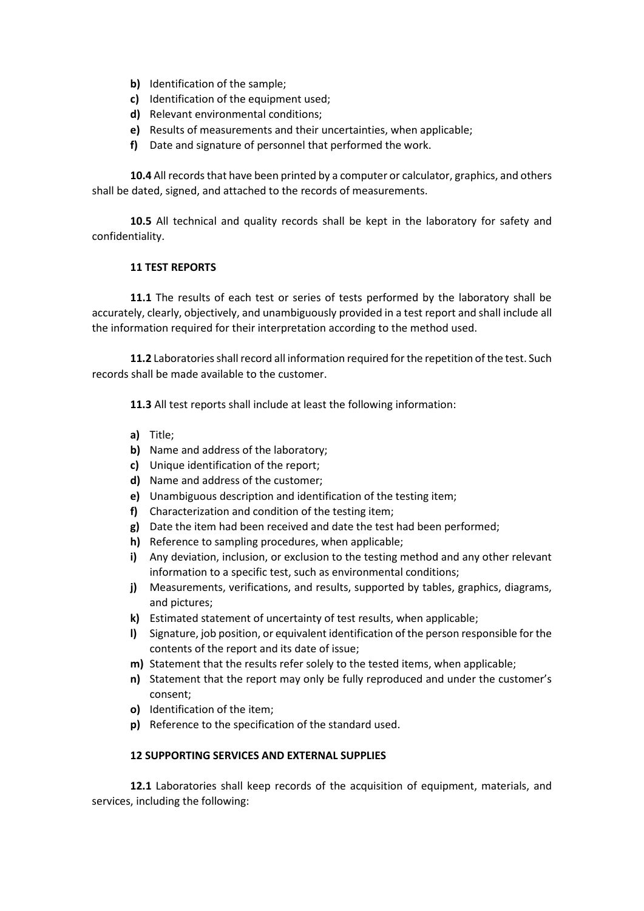**b)** Identification of the sample;
**c)** Identification of the equipment used;
**d)** Relevant environmental conditions;
**e)** Results of measurements and their uncertainties, when applicable;
**f)** Date and signature of personnel that performed the work.

**10.4** All records that have been printed by a computer or calculator, graphics, and others shall be dated, signed, and attached to the records of measurements.

**10.5** All technical and quality records shall be kept in the laboratory for safety and confidentiality.

## 11 TEST REPORTS

**11.1** The results of each test or series of tests performed by the laboratory shall be accurately, clearly, objectively, and unambiguously provided in a test report and shall include all the information required for their interpretation according to the method used.

**11.2** Laboratories shall record all information required for the repetition of the test. Such records shall be made available to the customer.

**11.3** All test reports shall include at least the following information:

**a)** Title;
**b)** Name and address of the laboratory;
**c)** Unique identification of the report;
**d)** Name and address of the customer;
**e)** Unambiguous description and identification of the testing item;
**f)** Characterization and condition of the testing item;
**g)** Date the item had been received and date the test had been performed;
**h)** Reference to sampling procedures, when applicable;
**i)** Any deviation, inclusion, or exclusion to the testing method and any other relevant information to a specific test, such as environmental conditions;
**j)** Measurements, verifications, and results, supported by tables, graphics, diagrams, and pictures;
**k)** Estimated statement of uncertainty of test results, when applicable;
**l)** Signature, job position, or equivalent identification of the person responsible for the contents of the report and its date of issue;
**m)** Statement that the results refer solely to the tested items, when applicable;
**n)** Statement that the report may only be fully reproduced and under the customer's consent;
**o)** Identification of the item;
**p)** Reference to the specification of the standard used.

## 12 SUPPORTING SERVICES AND EXTERNAL SUPPLIES

**12.1** Laboratories shall keep records of the acquisition of equipment, materials, and services, including the following: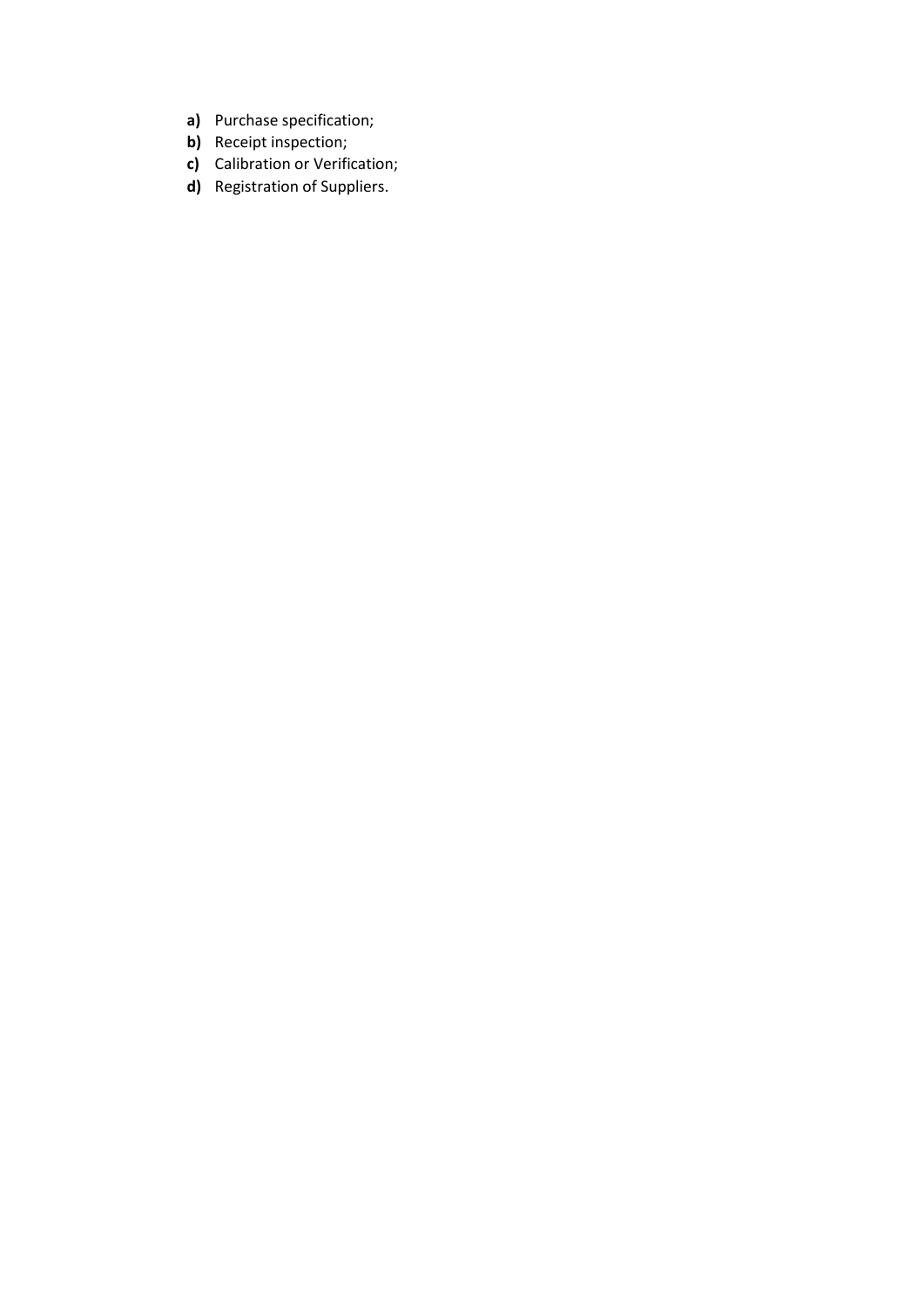- **a)** Purchase specification;
- **b)** Receipt inspection;
- **c)** Calibration or Verification;
- **d)** Registration of Suppliers.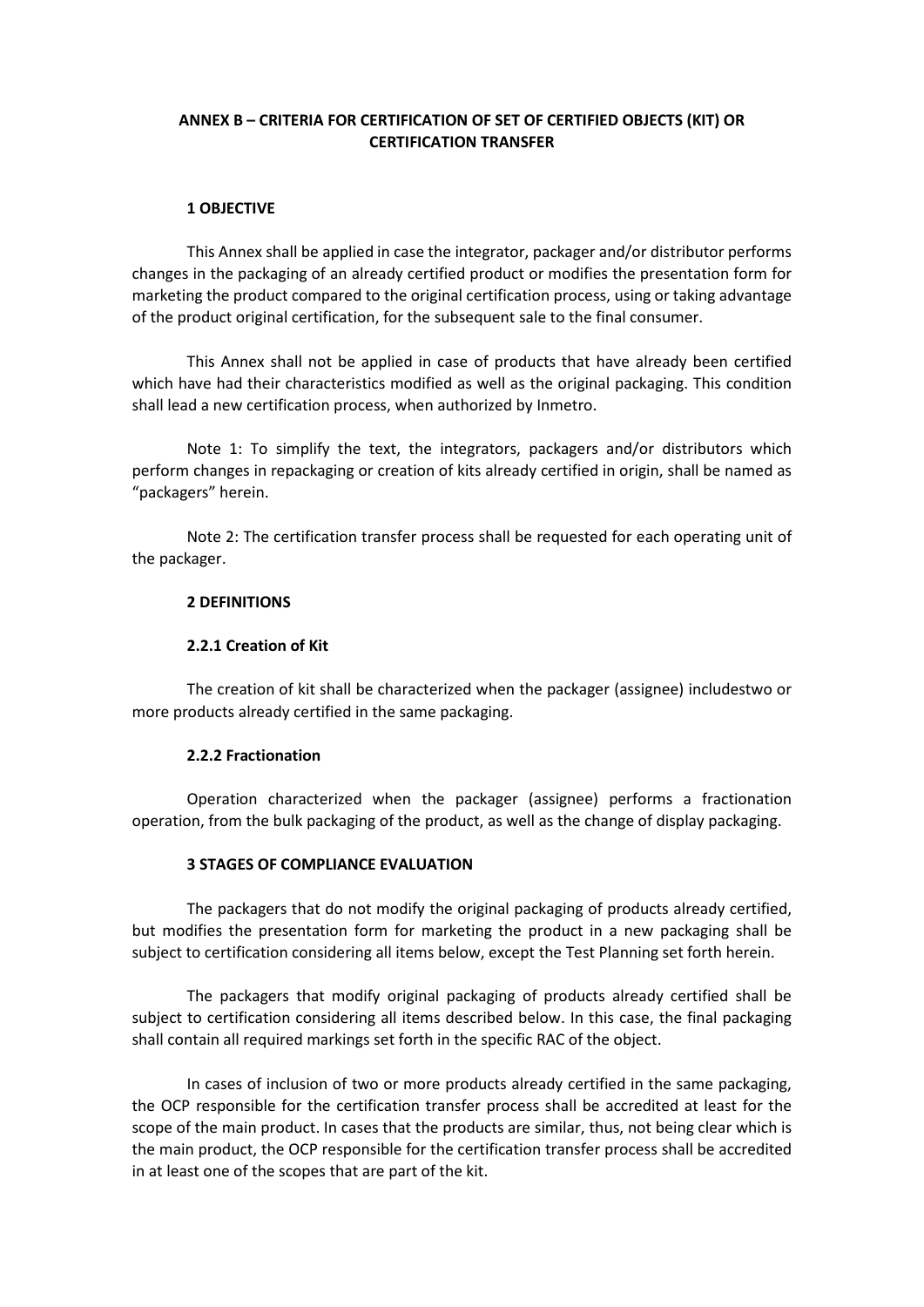# ANNEX B – CRITERIA FOR CERTIFICATION OF SET OF CERTIFIED OBJECTS (KIT) OR CERTIFICATION TRANSFER

## 1 OBJECTIVE

This Annex shall be applied in case the integrator, packager and/or distributor performs changes in the packaging of an already certified product or modifies the presentation form for marketing the product compared to the original certification process, using or taking advantage of the product original certification, for the subsequent sale to the final consumer.

This Annex shall not be applied in case of products that have already been certified which have had their characteristics modified as well as the original packaging. This condition shall lead a new certification process, when authorized by Inmetro.

Note 1: To simplify the text, the integrators, packagers and/or distributors which perform changes in repackaging or creation of kits already certified in origin, shall be named as "packagers" herein.

Note 2: The certification transfer process shall be requested for each operating unit of the packager.

## 2 DEFINITIONS

### 2.2.1 Creation of Kit

The creation of kit shall be characterized when the packager (assignee) includestwo or more products already certified in the same packaging.

### 2.2.2 Fractionation

Operation characterized when the packager (assignee) performs a fractionation operation, from the bulk packaging of the product, as well as the change of display packaging.

## 3 STAGES OF COMPLIANCE EVALUATION

The packagers that do not modify the original packaging of products already certified, but modifies the presentation form for marketing the product in a new packaging shall be subject to certification considering all items below, except the Test Planning set forth herein.

The packagers that modify original packaging of products already certified shall be subject to certification considering all items described below. In this case, the final packaging shall contain all required markings set forth in the specific RAC of the object.

In cases of inclusion of two or more products already certified in the same packaging, the OCP responsible for the certification transfer process shall be accredited at least for the scope of the main product. In cases that the products are similar, thus, not being clear which is the main product, the OCP responsible for the certification transfer process shall be accredited in at least one of the scopes that are part of the kit.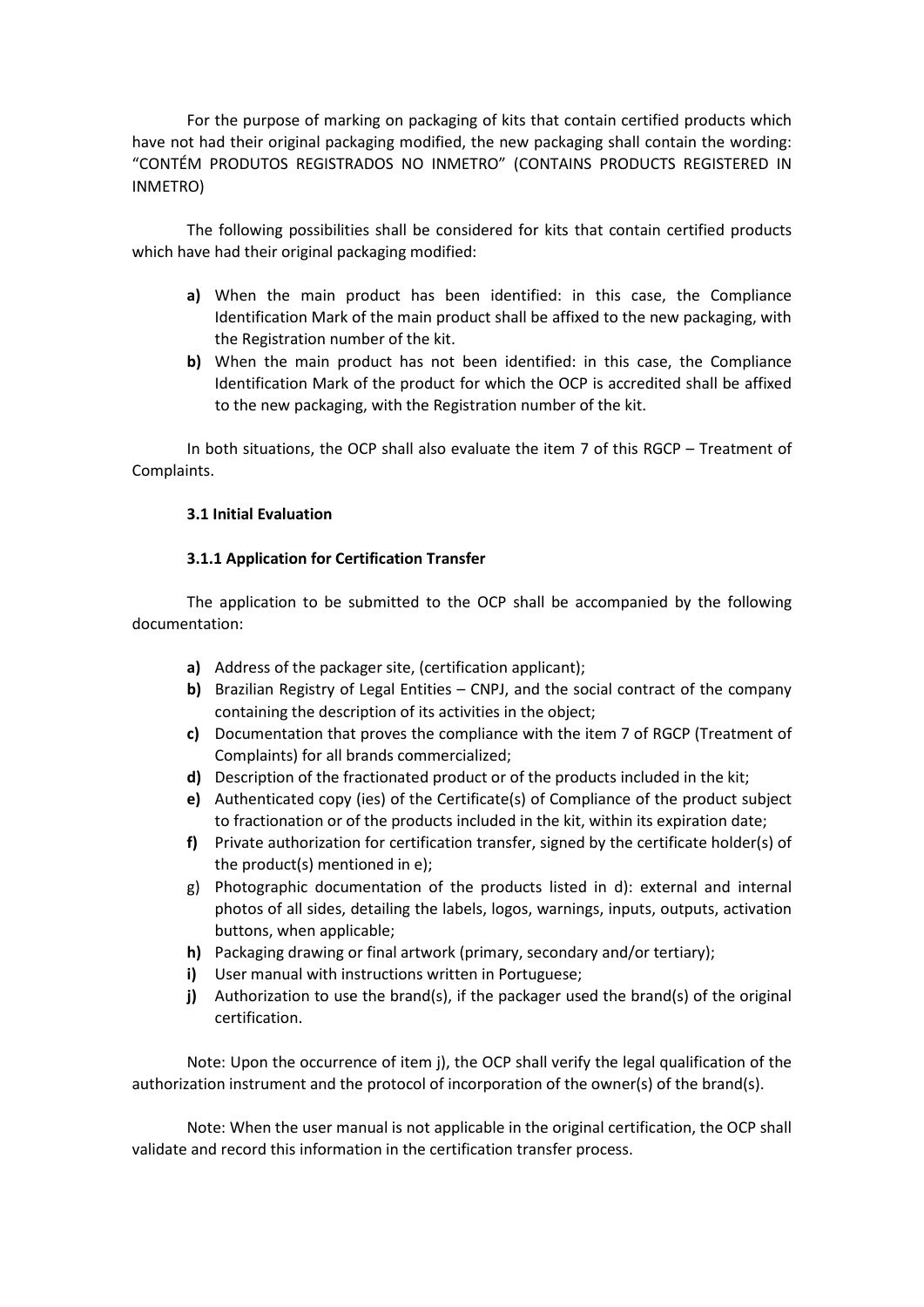For the purpose of marking on packaging of kits that contain certified products which have not had their original packaging modified, the new packaging shall contain the wording: "CONTÉM PRODUTOS REGISTRADOS NO INMETRO" (CONTAINS PRODUCTS REGISTERED IN INMETRO)

The following possibilities shall be considered for kits that contain certified products which have had their original packaging modified:

**a)** When the main product has been identified: in this case, the Compliance Identification Mark of the main product shall be affixed to the new packaging, with the Registration number of the kit.

**b)** When the main product has not been identified: in this case, the Compliance Identification Mark of the product for which the OCP is accredited shall be affixed to the new packaging, with the Registration number of the kit.

In both situations, the OCP shall also evaluate the item 7 of this RGCP – Treatment of Complaints.

### 3.1 Initial Evaluation

#### 3.1.1 Application for Certification Transfer

The application to be submitted to the OCP shall be accompanied by the following documentation:

**a)** Address of the packager site, (certification applicant);

**b)** Brazilian Registry of Legal Entities – CNPJ, and the social contract of the company containing the description of its activities in the object;

**c)** Documentation that proves the compliance with the item 7 of RGCP (Treatment of Complaints) for all brands commercialized;

**d)** Description of the fractionated product or of the products included in the kit;

**e)** Authenticated copy (ies) of the Certificate(s) of Compliance of the product subject to fractionation or of the products included in the kit, within its expiration date;

**f)** Private authorization for certification transfer, signed by the certificate holder(s) of the product(s) mentioned in e);

g) Photographic documentation of the products listed in d): external and internal photos of all sides, detailing the labels, logos, warnings, inputs, outputs, activation buttons, when applicable;

**h)** Packaging drawing or final artwork (primary, secondary and/or tertiary);

**i)** User manual with instructions written in Portuguese;

**j)** Authorization to use the brand(s), if the packager used the brand(s) of the original certification.

Note: Upon the occurrence of item j), the OCP shall verify the legal qualification of the authorization instrument and the protocol of incorporation of the owner(s) of the brand(s).

Note: When the user manual is not applicable in the original certification, the OCP shall validate and record this information in the certification transfer process.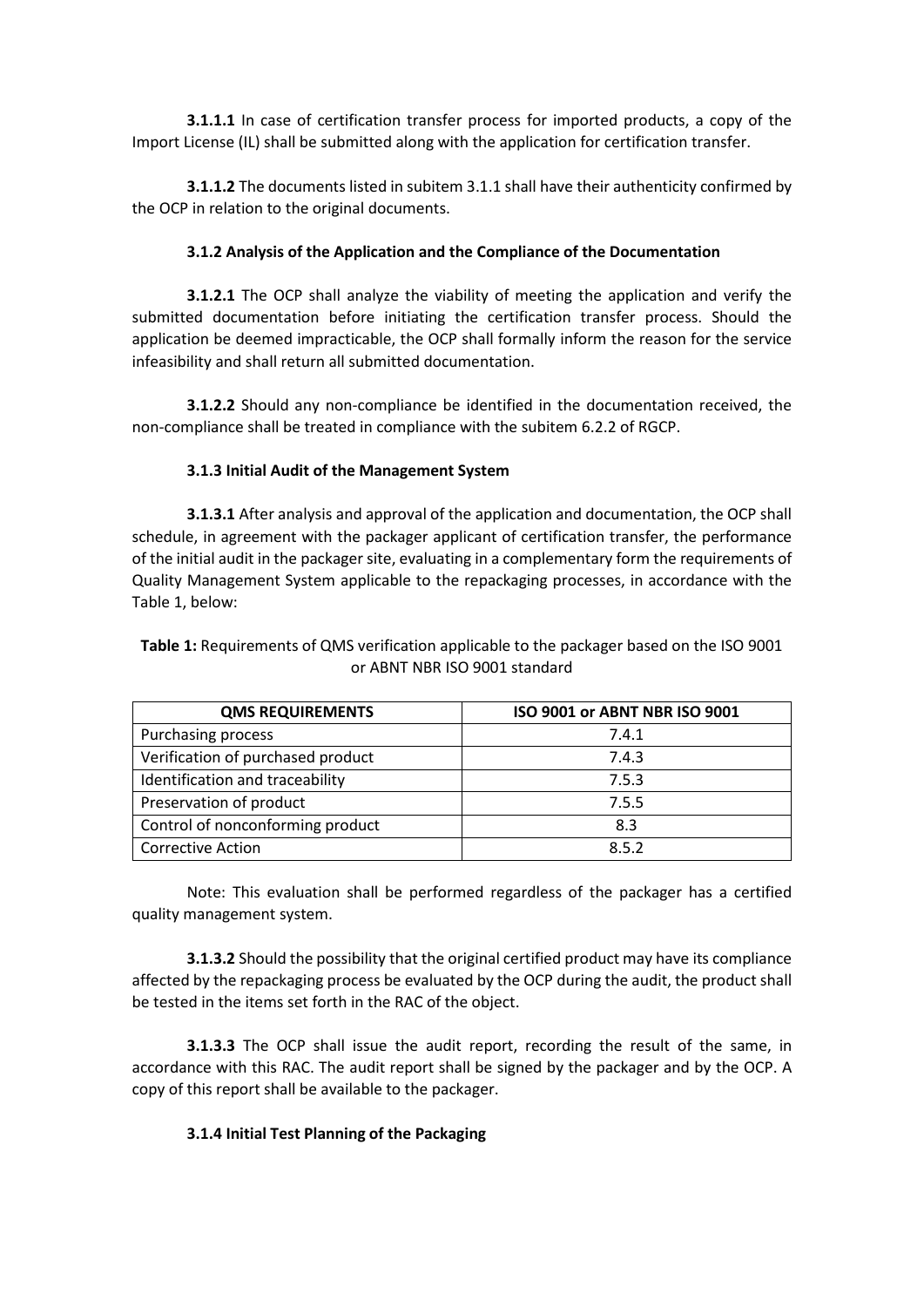**3.1.1.1** In case of certification transfer process for imported products, a copy of the Import License (IL) shall be submitted along with the application for certification transfer.

**3.1.1.2** The documents listed in subitem 3.1.1 shall have their authenticity confirmed by the OCP in relation to the original documents.

**3.1.2 Analysis of the Application and the Compliance of the Documentation**

**3.1.2.1** The OCP shall analyze the viability of meeting the application and verify the submitted documentation before initiating the certification transfer process. Should the application be deemed impracticable, the OCP shall formally inform the reason for the service infeasibility and shall return all submitted documentation.

**3.1.2.2** Should any non-compliance be identified in the documentation received, the non-compliance shall be treated in compliance with the subitem 6.2.2 of RGCP.

**3.1.3 Initial Audit of the Management System**

**3.1.3.1** After analysis and approval of the application and documentation, the OCP shall schedule, in agreement with the packager applicant of certification transfer, the performance of the initial audit in the packager site, evaluating in a complementary form the requirements of Quality Management System applicable to the repackaging processes, in accordance with the Table 1, below:

**Table 1:** Requirements of QMS verification applicable to the packager based on the ISO 9001 or ABNT NBR ISO 9001 standard

| QMS REQUIREMENTS | ISO 9001 or ABNT NBR ISO 9001 |
|---|---|
| Purchasing process | 7.4.1 |
| Verification of purchased product | 7.4.3 |
| Identification and traceability | 7.5.3 |
| Preservation of product | 7.5.5 |
| Control of nonconforming product | 8.3 |
| Corrective Action | 8.5.2 |

Note: This evaluation shall be performed regardless of the packager has a certified quality management system.

**3.1.3.2** Should the possibility that the original certified product may have its compliance affected by the repackaging process be evaluated by the OCP during the audit, the product shall be tested in the items set forth in the RAC of the object.

**3.1.3.3** The OCP shall issue the audit report, recording the result of the same, in accordance with this RAC. The audit report shall be signed by the packager and by the OCP. A copy of this report shall be available to the packager.

**3.1.4 Initial Test Planning of the Packaging**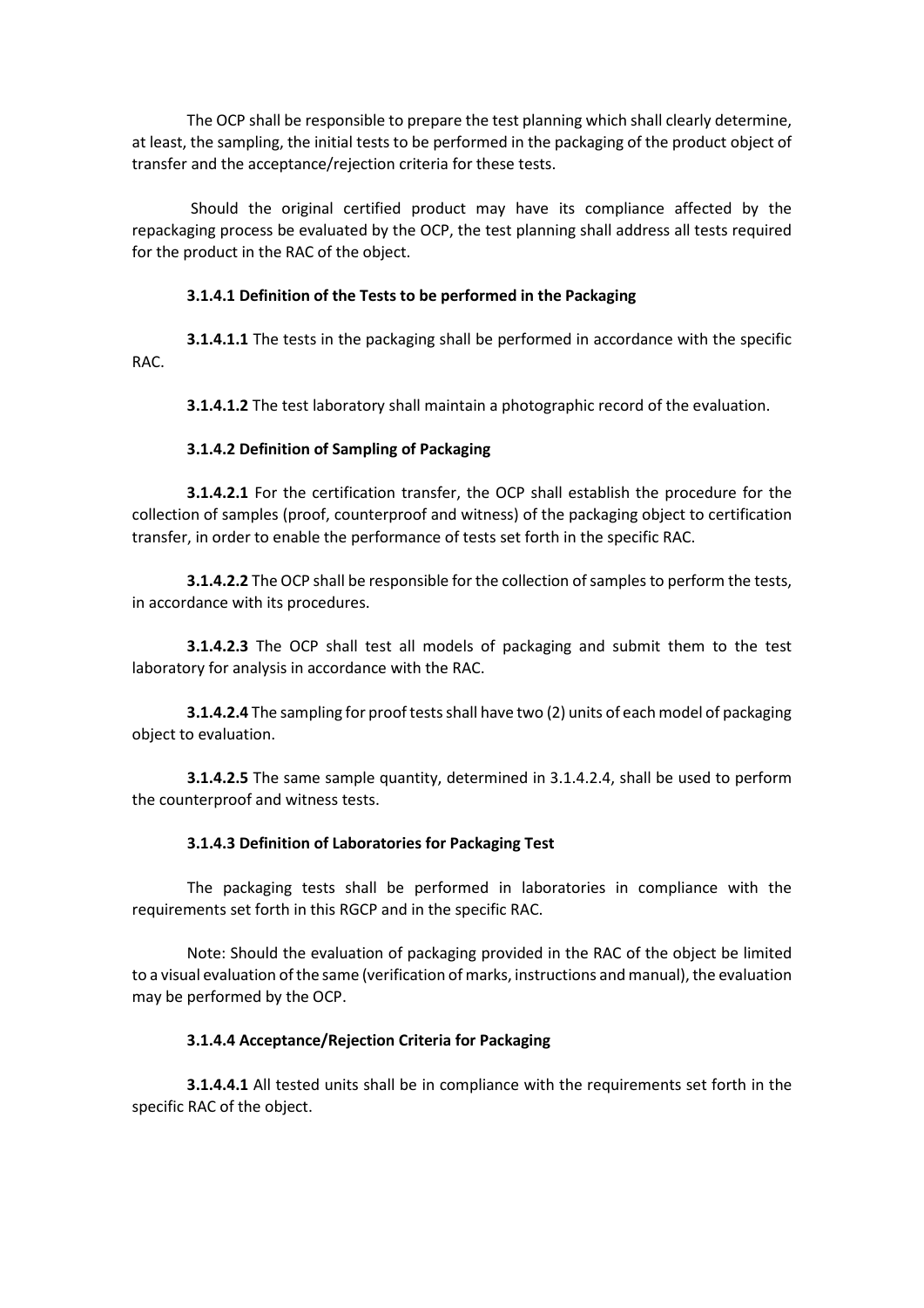The OCP shall be responsible to prepare the test planning which shall clearly determine, at least, the sampling, the initial tests to be performed in the packaging of the product object of transfer and the acceptance/rejection criteria for these tests.

Should the original certified product may have its compliance affected by the repackaging process be evaluated by the OCP, the test planning shall address all tests required for the product in the RAC of the object.

**3.1.4.1 Definition of the Tests to be performed in the Packaging**

**3.1.4.1.1** The tests in the packaging shall be performed in accordance with the specific RAC.

**3.1.4.1.2** The test laboratory shall maintain a photographic record of the evaluation.

**3.1.4.2 Definition of Sampling of Packaging**

**3.1.4.2.1** For the certification transfer, the OCP shall establish the procedure for the collection of samples (proof, counterproof and witness) of the packaging object to certification transfer, in order to enable the performance of tests set forth in the specific RAC.

**3.1.4.2.2** The OCP shall be responsible for the collection of samples to perform the tests, in accordance with its procedures.

**3.1.4.2.3** The OCP shall test all models of packaging and submit them to the test laboratory for analysis in accordance with the RAC.

**3.1.4.2.4** The sampling for proof tests shall have two (2) units of each model of packaging object to evaluation.

**3.1.4.2.5** The same sample quantity, determined in 3.1.4.2.4, shall be used to perform the counterproof and witness tests.

**3.1.4.3 Definition of Laboratories for Packaging Test**

The packaging tests shall be performed in laboratories in compliance with the requirements set forth in this RGCP and in the specific RAC.

Note: Should the evaluation of packaging provided in the RAC of the object be limited to a visual evaluation of the same (verification of marks, instructions and manual), the evaluation may be performed by the OCP.

**3.1.4.4 Acceptance/Rejection Criteria for Packaging**

**3.1.4.4.1** All tested units shall be in compliance with the requirements set forth in the specific RAC of the object.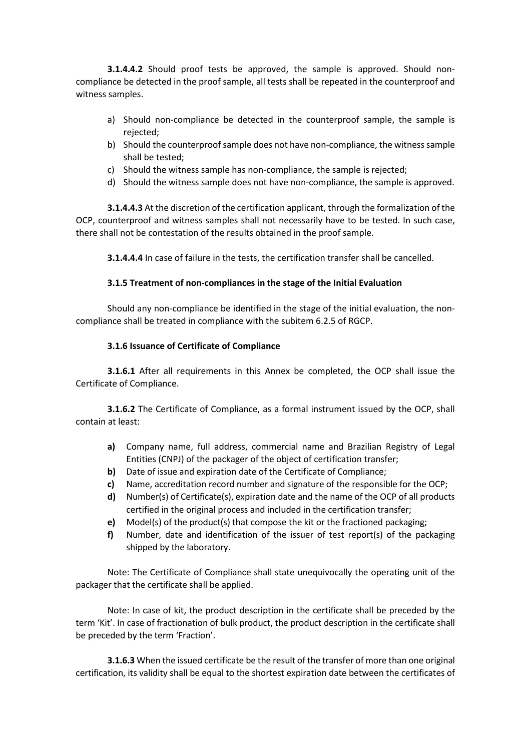**3.1.4.4.2** Should proof tests be approved, the sample is approved. Should non-compliance be detected in the proof sample, all tests shall be repeated in the counterproof and witness samples.

a) Should non-compliance be detected in the counterproof sample, the sample is rejected;
b) Should the counterproof sample does not have non-compliance, the witness sample shall be tested;
c) Should the witness sample has non-compliance, the sample is rejected;
d) Should the witness sample does not have non-compliance, the sample is approved.

**3.1.4.4.3** At the discretion of the certification applicant, through the formalization of the OCP, counterproof and witness samples shall not necessarily have to be tested. In such case, there shall not be contestation of the results obtained in the proof sample.

**3.1.4.4.4** In case of failure in the tests, the certification transfer shall be cancelled.

### 3.1.5 Treatment of non-compliances in the stage of the Initial Evaluation

Should any non-compliance be identified in the stage of the initial evaluation, the non-compliance shall be treated in compliance with the subitem 6.2.5 of RGCP.

### 3.1.6 Issuance of Certificate of Compliance

**3.1.6.1** After all requirements in this Annex be completed, the OCP shall issue the Certificate of Compliance.

**3.1.6.2** The Certificate of Compliance, as a formal instrument issued by the OCP, shall contain at least:

**a)** Company name, full address, commercial name and Brazilian Registry of Legal Entities (CNPJ) of the packager of the object of certification transfer;
**b)** Date of issue and expiration date of the Certificate of Compliance;
**c)** Name, accreditation record number and signature of the responsible for the OCP;
**d)** Number(s) of Certificate(s), expiration date and the name of the OCP of all products certified in the original process and included in the certification transfer;
**e)** Model(s) of the product(s) that compose the kit or the fractioned packaging;
**f)** Number, date and identification of the issuer of test report(s) of the packaging shipped by the laboratory.

Note: The Certificate of Compliance shall state unequivocally the operating unit of the packager that the certificate shall be applied.

Note: In case of kit, the product description in the certificate shall be preceded by the term 'Kit'. In case of fractionation of bulk product, the product description in the certificate shall be preceded by the term 'Fraction'.

**3.1.6.3** When the issued certificate be the result of the transfer of more than one original certification, its validity shall be equal to the shortest expiration date between the certificates of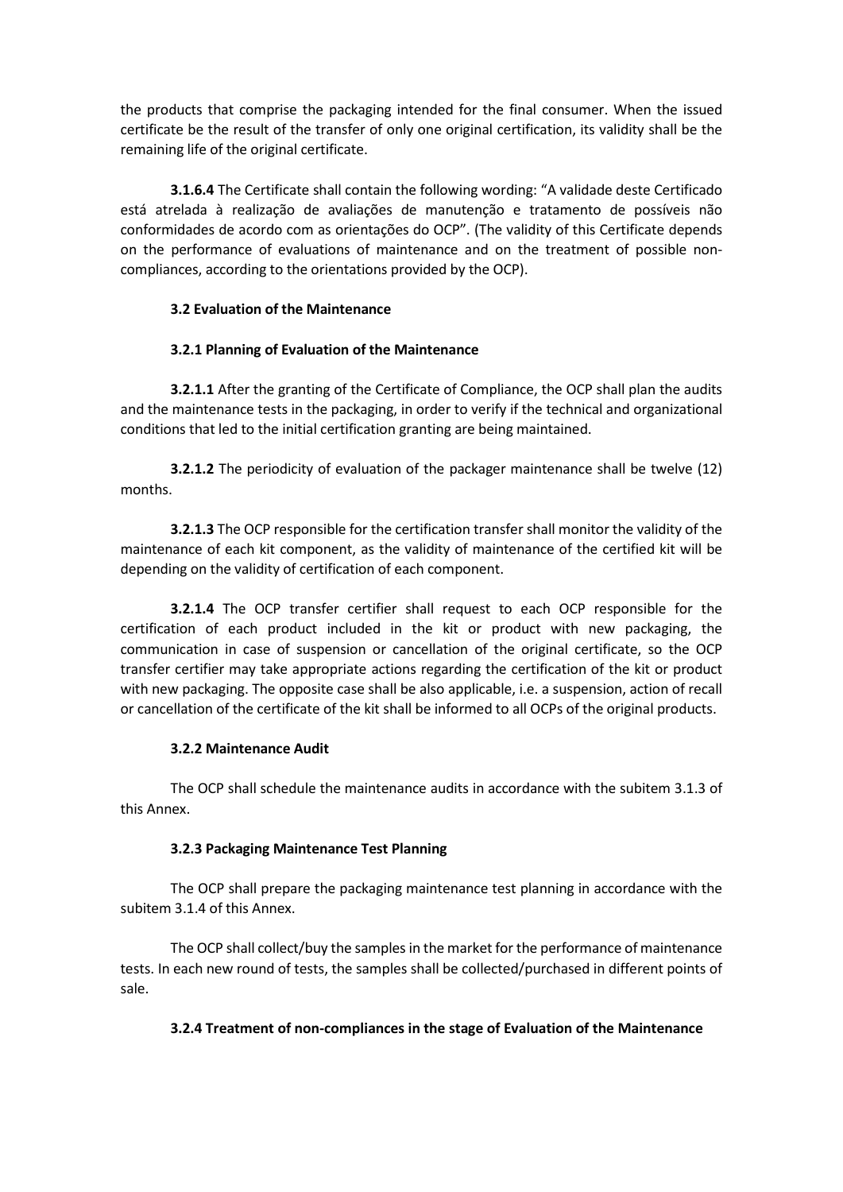the products that comprise the packaging intended for the final consumer. When the issued certificate be the result of the transfer of only one original certification, its validity shall be the remaining life of the original certificate.

**3.1.6.4** The Certificate shall contain the following wording: "A validade deste Certificado está atrelada à realização de avaliações de manutenção e tratamento de possíveis não conformidades de acordo com as orientações do OCP". (The validity of this Certificate depends on the performance of evaluations of maintenance and on the treatment of possible non-compliances, according to the orientations provided by the OCP).

**3.2 Evaluation of the Maintenance**

**3.2.1 Planning of Evaluation of the Maintenance**

**3.2.1.1** After the granting of the Certificate of Compliance, the OCP shall plan the audits and the maintenance tests in the packaging, in order to verify if the technical and organizational conditions that led to the initial certification granting are being maintained.

**3.2.1.2** The periodicity of evaluation of the packager maintenance shall be twelve (12) months.

**3.2.1.3** The OCP responsible for the certification transfer shall monitor the validity of the maintenance of each kit component, as the validity of maintenance of the certified kit will be depending on the validity of certification of each component.

**3.2.1.4** The OCP transfer certifier shall request to each OCP responsible for the certification of each product included in the kit or product with new packaging, the communication in case of suspension or cancellation of the original certificate, so the OCP transfer certifier may take appropriate actions regarding the certification of the kit or product with new packaging. The opposite case shall be also applicable, i.e. a suspension, action of recall or cancellation of the certificate of the kit shall be informed to all OCPs of the original products.

**3.2.2 Maintenance Audit**

The OCP shall schedule the maintenance audits in accordance with the subitem 3.1.3 of this Annex.

**3.2.3 Packaging Maintenance Test Planning**

The OCP shall prepare the packaging maintenance test planning in accordance with the subitem 3.1.4 of this Annex.

The OCP shall collect/buy the samples in the market for the performance of maintenance tests. In each new round of tests, the samples shall be collected/purchased in different points of sale.

**3.2.4 Treatment of non-compliances in the stage of Evaluation of the Maintenance**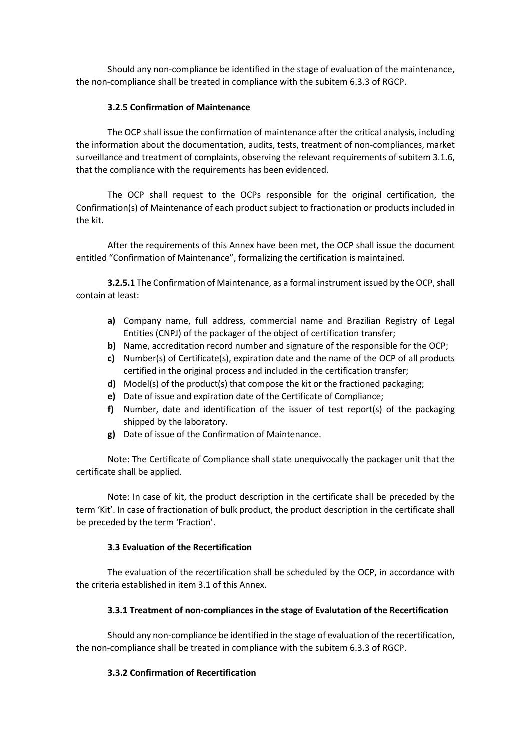Should any non-compliance be identified in the stage of evaluation of the maintenance, the non-compliance shall be treated in compliance with the subitem 6.3.3 of RGCP.

#### 3.2.5 Confirmation of Maintenance

The OCP shall issue the confirmation of maintenance after the critical analysis, including the information about the documentation, audits, tests, treatment of non-compliances, market surveillance and treatment of complaints, observing the relevant requirements of subitem 3.1.6, that the compliance with the requirements has been evidenced.

The OCP shall request to the OCPs responsible for the original certification, the Confirmation(s) of Maintenance of each product subject to fractionation or products included in the kit.

After the requirements of this Annex have been met, the OCP shall issue the document entitled "Confirmation of Maintenance", formalizing the certification is maintained.

**3.2.5.1** The Confirmation of Maintenance, as a formal instrument issued by the OCP, shall contain at least:

- **a)** Company name, full address, commercial name and Brazilian Registry of Legal Entities (CNPJ) of the packager of the object of certification transfer;
- **b)** Name, accreditation record number and signature of the responsible for the OCP;
- **c)** Number(s) of Certificate(s), expiration date and the name of the OCP of all products certified in the original process and included in the certification transfer;
- **d)** Model(s) of the product(s) that compose the kit or the fractioned packaging;
- **e)** Date of issue and expiration date of the Certificate of Compliance;
- **f)** Number, date and identification of the issuer of test report(s) of the packaging shipped by the laboratory.
- **g)** Date of issue of the Confirmation of Maintenance.

Note: The Certificate of Compliance shall state unequivocally the packager unit that the certificate shall be applied.

Note: In case of kit, the product description in the certificate shall be preceded by the term 'Kit'. In case of fractionation of bulk product, the product description in the certificate shall be preceded by the term 'Fraction'.

### 3.3 Evaluation of the Recertification

The evaluation of the recertification shall be scheduled by the OCP, in accordance with the criteria established in item 3.1 of this Annex.

#### 3.3.1 Treatment of non-compliances in the stage of Evalutation of the Recertification

Should any non-compliance be identified in the stage of evaluation of the recertification, the non-compliance shall be treated in compliance with the subitem 6.3.3 of RGCP.

#### 3.3.2 Confirmation of Recertification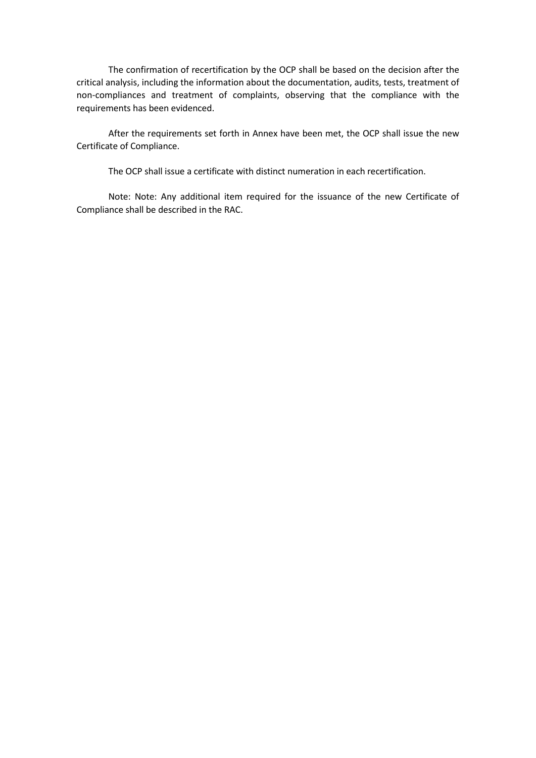The confirmation of recertification by the OCP shall be based on the decision after the critical analysis, including the information about the documentation, audits, tests, treatment of non-compliances and treatment of complaints, observing that the compliance with the requirements has been evidenced.

After the requirements set forth in Annex have been met, the OCP shall issue the new Certificate of Compliance.

The OCP shall issue a certificate with distinct numeration in each recertification.

Note: Note: Any additional item required for the issuance of the new Certificate of Compliance shall be described in the RAC.